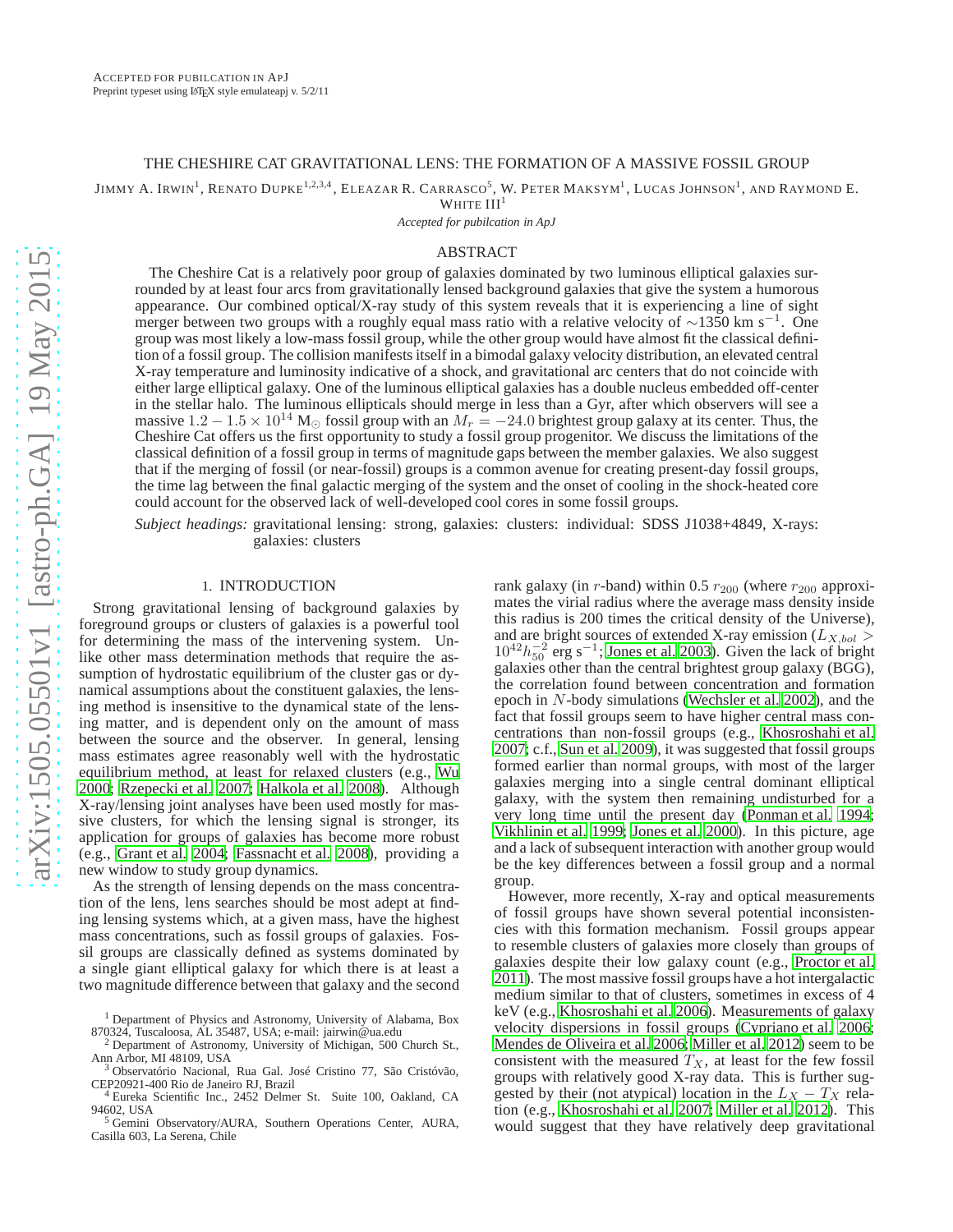Accepted for pubilcation in ApJ
Preprint typeset using LaTeX style emulateapj v. 5/2/11

# THE CHESHIRE CAT GRAVITATIONAL LENS: THE FORMATION OF A MASSIVE FOSSIL GROUP

Jimmy A. Irwin[1], Renato Dupke[1,2,3,4], Eleazar R. Carrasco[5], W. Peter Maksym[1], Lucas Johnson[1], and Raymond E. White III[1]

*Accepted for pubilcation in ApJ*

## ABSTRACT

The Cheshire Cat is a relatively poor group of galaxies dominated by two luminous elliptical galaxies surrounded by at least four arcs from gravitationally lensed background galaxies that give the system a humorous appearance. Our combined optical/X-ray study of this system reveals that it is experiencing a line of sight merger between two groups with a roughly equal mass ratio with a relative velocity of $\sim$1350 km s$^{-1}$. One group was most likely a low-mass fossil group, while the other group would have almost fit the classical definition of a fossil group. The collision manifests itself in a bimodal galaxy velocity distribution, an elevated central X-ray temperature and luminosity indicative of a shock, and gravitational arc centers that do not coincide with either large elliptical galaxy. One of the luminous elliptical galaxies has a double nucleus embedded off-center in the stellar halo. The luminous ellipticals should merge in less than a Gyr, after which observers will see a massive $1.2 - 1.5 \times 10^{14}$ M$_{\odot}$ fossil group with an $M_r = -24.0$ brightest group galaxy at its center. Thus, the Cheshire Cat offers us the first opportunity to study a fossil group progenitor. We discuss the limitations of the classical definition of a fossil group in terms of magnitude gaps between the member galaxies. We also suggest that if the merging of fossil (or near-fossil) groups is a common avenue for creating present-day fossil groups, the time lag between the final galactic merging of the system and the onset of cooling in the shock-heated core could account for the observed lack of well-developed cool cores in some fossil groups.

*Subject headings:* gravitational lensing: strong, galaxies: clusters: individual: SDSS J1038+4849, X-rays: galaxies: clusters

## 1. INTRODUCTION

Strong gravitational lensing of background galaxies by foreground groups or clusters of galaxies is a powerful tool for determining the mass of the intervening system. Unlike other mass determination methods that require the assumption of hydrostatic equilibrium of the cluster gas or dynamical assumptions about the constituent galaxies, the lensing method is insensitive to the dynamical state of the lensing matter, and is dependent only on the amount of mass between the source and the observer. In general, lensing mass estimates agree reasonably well with the hydrostatic equilibrium method, at least for relaxed clusters (e.g., Wu 2000; Rzepecki et al. 2007; Halkola et al. 2008). Although X-ray/lensing joint analyses have been used mostly for massive clusters, for which the lensing signal is stronger, its application for groups of galaxies has become more robust (e.g., Grant et al. 2004; Fassnacht et al. 2008), providing a new window to study group dynamics.

As the strength of lensing depends on the mass concentration of the lens, lens searches should be most adept at finding lensing systems which, at a given mass, have the highest mass concentrations, such as fossil groups of galaxies. Fossil groups are classically defined as systems dominated by a single giant elliptical galaxy for which there is at least a two magnitude difference between that galaxy and the second rank galaxy (in $r$-band) within 0.5 $r_{200}$ (where $r_{200}$ approximates the virial radius where the average mass density inside this radius is 200 times the critical density of the Universe), and are bright sources of extended X-ray emission ($L_{X,bol} > 10^{42} h_{50}^{-2}$ erg s$^{-1}$; Jones et al. 2003). Given the lack of bright galaxies other than the central brightest group galaxy (BGG), the correlation found between concentration and formation epoch in $N$-body simulations (Wechsler et al. 2002), and the fact that fossil groups seem to have higher central mass concentrations than non-fossil groups (e.g., Khosroshahi et al. 2007; c.f., Sun et al. 2009), it was suggested that fossil groups formed earlier than normal groups, with most of the larger galaxies merging into a single central dominant elliptical galaxy, with the system then remaining undisturbed for a very long time until the present day (Ponman et al. 1994; Vikhlinin et al. 1999; Jones et al. 2000). In this picture, age and a lack of subsequent interaction with another group would be the key differences between a fossil group and a normal group.

However, more recently, X-ray and optical measurements of fossil groups have shown several potential inconsistencies with this formation mechanism. Fossil groups appear to resemble clusters of galaxies more closely than groups of galaxies despite their low galaxy count (e.g., Proctor et al. 2011). The most massive fossil groups have a hot intergalactic medium similar to that of clusters, sometimes in excess of 4 keV (e.g., Khosroshahi et al. 2006). Measurements of galaxy velocity dispersions in fossil groups (Cypriano et al. 2006; Mendes de Oliveira et al. 2006; Miller et al. 2012) seem to be consistent with the measured $T_X$, at least for the few fossil groups with relatively good X-ray data. This is further suggested by their (not atypical) location in the $L_X - T_X$ relation (e.g., Khosroshahi et al. 2007; Miller et al. 2012). This would suggest that they have relatively deep gravitational

[1] Department of Physics and Astronomy, University of Alabama, Box 870324, Tuscaloosa, AL 35487, USA; e-mail: jairwin@ua.edu
[2] Department of Astronomy, University of Michigan, 500 Church St., Ann Arbor, MI 48109, USA
[3] Observatório Nacional, Rua Gal. José Cristino 77, São Cristóvão, CEP20921-400 Rio de Janeiro RJ, Brazil
[4] Eureka Scientific Inc., 2452 Delmer St. Suite 100, Oakland, CA 94602, USA
[5] Gemini Observatory/AURA, Southern Operations Center, AURA, Casilla 603, La Serena, Chile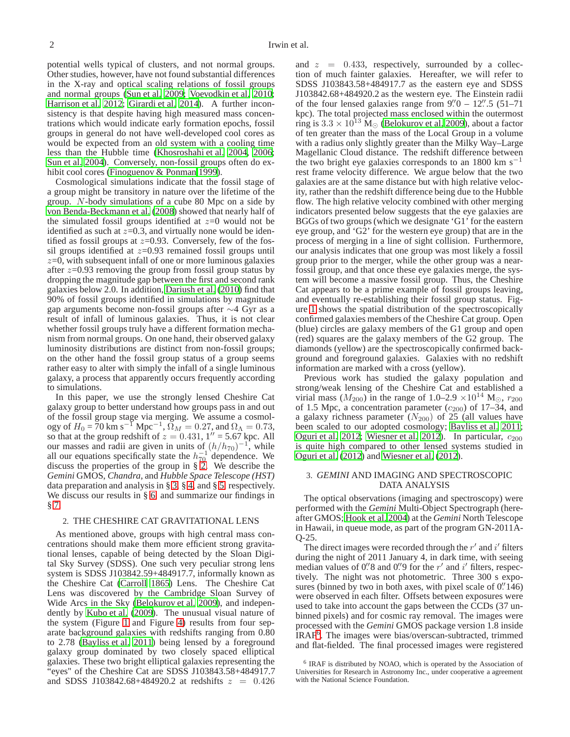potential wells typical of clusters, and not normal groups. Other studies, however, have not found substantial differences in the X-ray and optical scaling relations of fossil groups and normal groups (Sun et al. 2009; Voevodkin et al. 2010; Harrison et al. 2012; Girardi et al. 2014). A further inconsistency is that despite having high measured mass concentrations which would indicate early formation epochs, fossil groups in general do not have well-developed cool cores as would be expected from an old system with a cooling time less than the Hubble time (Khosroshahi et al. 2004, 2006; Sun et al. 2004). Conversely, non-fossil groups often do exhibit cool cores (Finoguenov & Ponman 1999).

Cosmological simulations indicate that the fossil stage of a group might be transitory in nature over the lifetime of the group. $N$-body simulations of a cube 80 Mpc on a side by von Benda-Beckmann et al. (2008) showed that nearly half of the simulated fossil groups identified at $z$=0 would not be identified as such at $z$=0.3, and virtually none would be identified as fossil groups at $z$=0.93. Conversely, few of the fossil groups identified at $z$=0.93 remained fossil groups until $z$=0, with subsequent infall of one or more luminous galaxies after $z$=0.93 removing the group from fossil group status by dropping the magnitude gap between the first and second rank galaxies below 2.0. In addition, Dariush et al. (2010) find that 90% of fossil groups identified in simulations by magnitude gap arguments become non-fossil groups after $\sim$4 Gyr as a result of infall of luminous galaxies. Thus, it is not clear whether fossil groups truly have a different formation mechanism from normal groups. On one hand, their observed galaxy luminosity distributions are distinct from non-fossil groups; on the other hand the fossil group status of a group seems rather easy to alter with simply the infall of a single luminous galaxy, a process that apparently occurs frequently according to simulations.

In this paper, we use the strongly lensed Cheshire Cat galaxy group to better understand how groups pass in and out of the fossil group stage via merging. We assume a cosmology of $H_0$ = 70 km s$^{-1}$ Mpc$^{-1}$, $\Omega_M$ = 0.27, and $\Omega_\Lambda$ = 0.73, so that at the group redshift of $z$ = 0.431, 1$''$ = 5.67 kpc. All our masses and radii are given in units of $(h/h_{70})^{-1}$, while all our equations specifically state the $h_{70}^{-1}$ dependence. We discuss the properties of the group in § 2. We describe the *Gemini* GMOS, *Chandra*, and *Hubble Space Telescope (HST)* data preparation and analysis in § 3, § 4, and § 5, respectively. We discuss our results in § 6, and summarize our findings in § 7.

## 2. THE CHESHIRE CAT GRAVITATIONAL LENS

As mentioned above, groups with high central mass concentrations should make them more efficient strong gravitational lenses, capable of being detected by the Sloan Digital Sky Survey (SDSS). One such very peculiar strong lens system is SDSS J103842.59+484917.7, informally known as the Cheshire Cat (Carroll 1865) Lens. The Cheshire Cat Lens was discovered by the Cambridge Sloan Survey of Wide Arcs in the Sky (Belokurov et al. 2009), and independently by Kubo et al. (2009). The unusual visual nature of the system (Figure 1 and Figure 4) results from four separate background galaxies with redshifts ranging from 0.80 to 2.78 (Bayliss et al. 2011) being lensed by a foreground galaxy group dominated by two closely spaced elliptical galaxies. These two bright elliptical galaxies representing the "eyes" of the Cheshire Cat are SDSS J103843.58+484917.7 and SDSS J103842.68+484920.2 at redshifts $z$ = 0.426 and $z$ = 0.433, respectively, surrounded by a collection of much fainter galaxies. Hereafter, we will refer to SDSS J103843.58+484917.7 as the eastern eye and SDSS J103842.68+484920.2 as the western eye. The Einstein radii of the four lensed galaxies range from 9$''$.0 – 12$''$.5 (51–71 kpc). The total projected mass enclosed within the outermost ring is $3.3 \times 10^{13}$ M$_\odot$ (Belokurov et al. 2009), about a factor of ten greater than the mass of the Local Group in a volume with a radius only slightly greater than the Milky Way–Large Magellanic Cloud distance. The redshift difference between the two bright eye galaxies corresponds to an 1800 km s$^{-1}$ rest frame velocity difference. We argue below that the two galaxies are at the same distance but with high relative velocity, rather than the redshift difference being due to the Hubble flow. The high relative velocity combined with other merging indicators presented below suggests that the eye galaxies are BGGs of two groups (which we designate 'G1' for the eastern eye group, and 'G2' for the western eye group) that are in the process of merging in a line of sight collision. Furthermore, our analysis indicates that one group was most likely a fossil group prior to the merger, while the other group was a near-fossil group, and that once these eye galaxies merge, the system will become a massive fossil group. Thus, the Cheshire Cat appears to be a prime example of fossil groups leaving, and eventually re-establishing their fossil group status. Figure 1 shows the spatial distribution of the spectroscopically confirmed galaxies members of the Cheshire Cat group. Open (blue) circles are galaxy members of the G1 group and open (red) squares are the galaxy members of the G2 group. The diamonds (yellow) are the spectroscopically confirmed background and foreground galaxies. Galaxies with no redshift information are marked with a cross (yellow).

Previous work has studied the galaxy population and strong/weak lensing of the Cheshire Cat and established a virial mass ($M_{200}$) in the range of 1.0–2.9 $\times 10^{14}$ M$_\odot$, $r_{200}$ of 1.5 Mpc, a concentration parameter ($c_{200}$) of 17–34, and a galaxy richness parameter ($N_{200}$) of 25 (all values have been scaled to our adopted cosmology; Bayliss et al. 2011; Oguri et al. 2012; Wiesner et al. 2012). In particular, $c_{200}$ is quite high compared to other lensed systems studied in Oguri et al. (2012) and Wiesner et al. (2012).

## 3. *GEMINI* AND IMAGING AND SPECTROSCOPIC DATA ANALYSIS

The optical observations (imaging and spectroscopy) were performed with the *Gemini* Multi-Object Spectrograph (hereafter GMOS; Hook et al. 2004) at the *Gemini* North Telescope in Hawaii, in queue mode, as part of the program GN-2011A-Q-25.

The direct images were recorded through the $r'$ and $i'$ filters during the night of 2011 January 4, in dark time, with seeing median values of 0$''$.8 and 0$''$.9 for the $r'$ and $i'$ filters, respectively. The night was not photometric. Three 300 s exposures (binned by two in both axes, with pixel scale of 0$''$.146) were observed in each filter. Offsets between exposures were used to take into account the gaps between the CCDs (37 unbinned pixels) and for cosmic ray removal. The images were processed with the *Gemini* GMOS package version 1.8 inside IRAF[6]. The images were bias/overscan-subtracted, trimmed and flat-fielded. The final processed images were registered

[6] IRAF is distributed by NOAO, which is operated by the Association of Universities for Research in Astronomy Inc., under cooperative a agreement with the National Science Foundation.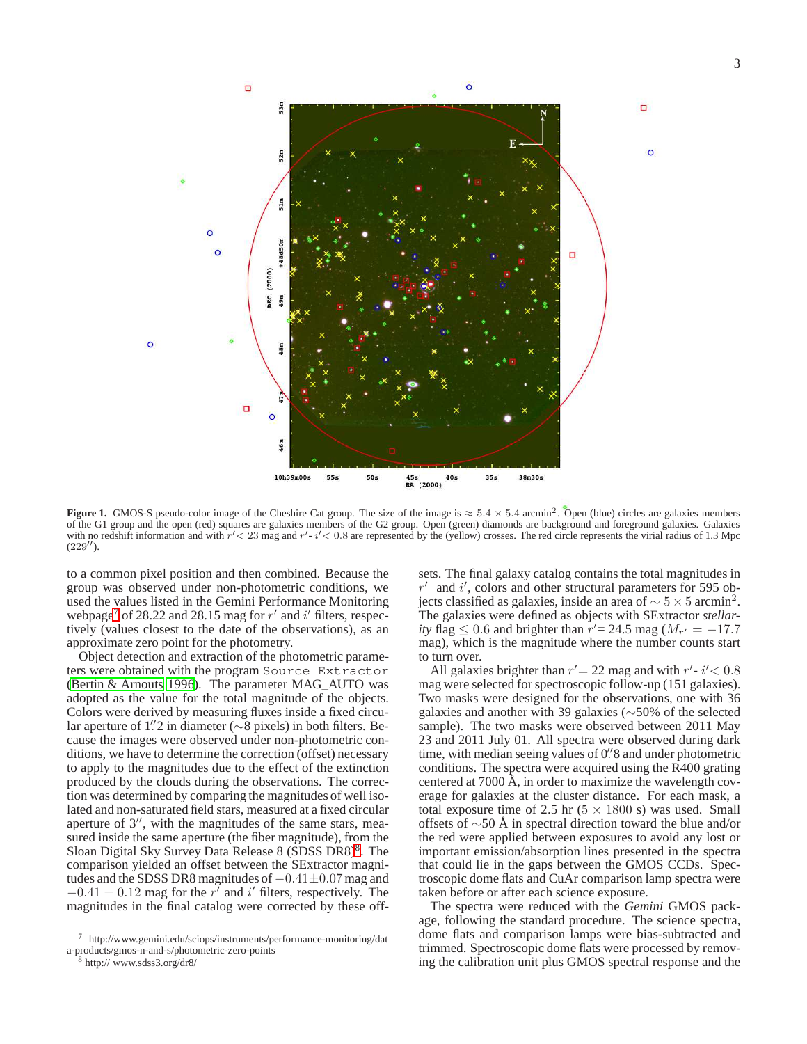**Figure 1.** GMOS-S pseudo-color image of the Cheshire Cat group. The size of the image is $\approx 5.4 \times 5.4$ arcmin$^2$. Open (blue) circles are galaxies members of the G1 group and the open (red) squares are galaxies members of the G2 group. Open (green) diamonds are background and foreground galaxies. Galaxies with no redshift information and with $r'< 23$ mag and $r'$- $i'< 0.8$ are represented by the (yellow) crosses. The red circle represents the virial radius of 1.3 Mpc (229″).

to a common pixel position and then combined. Because the group was observed under non-photometric conditions, we used the values listed in the Gemini Performance Monitoring webpage[7] of 28.22 and 28.15 mag for $r'$ and $i'$ filters, respectively (values closest to the date of the observations), as an approximate zero point for the photometry.

Object detection and extraction of the photometric parameters were obtained with the program Source Extractor (Bertin & Arnouts 1996). The parameter MAG_AUTO was adopted as the value for the total magnitude of the objects. Colors were derived by measuring fluxes inside a fixed circular aperture of 1.″2 in diameter (~8 pixels) in both filters. Because the images were observed under non-photometric conditions, we have to determine the correction (offset) necessary to apply to the magnitudes due to the effect of the extinction produced by the clouds during the observations. The correction was determined by comparing the magnitudes of well isolated and non-saturated field stars, measured at a fixed circular aperture of 3″, with the magnitudes of the same stars, measured inside the same aperture (the fiber magnitude), from the Sloan Digital Sky Survey Data Release 8 (SDSS DR8)[8]. The comparison yielded an offset between the SExtractor magnitudes and the SDSS DR8 magnitudes of $-0.41 \pm 0.07$ mag and $-0.41 \pm 0.12$ mag for the $r'$ and $i'$ filters, respectively. The magnitudes in the final catalog were corrected by these offsets. The final galaxy catalog contains the total magnitudes in $r'$ and $i'$, colors and other structural parameters for 595 objects classified as galaxies, inside an area of $\sim 5 \times 5$ arcmin$^2$. The galaxies were defined as objects with SExtractor *stellarity* flag $\leq 0.6$ and brighter than $r'$= 24.5 mag ($M_{r'} = -17.7$ mag), which is the magnitude where the number counts start to turn over.

All galaxies brighter than $r'$= 22 mag and with $r'$- $i'< 0.8$ mag were selected for spectroscopic follow-up (151 galaxies). Two masks were designed for the observations, one with 36 galaxies and another with 39 galaxies (~50% of the selected sample). The two masks were observed between 2011 May 23 and 2011 July 01. All spectra were observed during dark time, with median seeing values of 0.″8 and under photometric conditions. The spectra were acquired using the R400 grating centered at 7000 Å, in order to maximize the wavelength coverage for galaxies at the cluster distance. For each mask, a total exposure time of 2.5 hr ($5 \times 1800$ s) was used. Small offsets of ~50 Å in spectral direction toward the blue and/or the red were applied between exposures to avoid any lost or important emission/absorption lines presented in the spectra that could lie in the gaps between the GMOS CCDs. Spectroscopic dome flats and CuAr comparison lamp spectra were taken before or after each science exposure.

The spectra were reduced with the *Gemini* GMOS package, following the standard procedure. The science spectra, dome flats and comparison lamps were bias-subtracted and trimmed. Spectroscopic dome flats were processed by removing the calibration unit plus GMOS spectral response and the

[7] http://www.gemini.edu/sciops/instruments/performance-monitoring/data-products/gmos-n-and-s/photometric-zero-points

[8] http:// www.sdss3.org/dr8/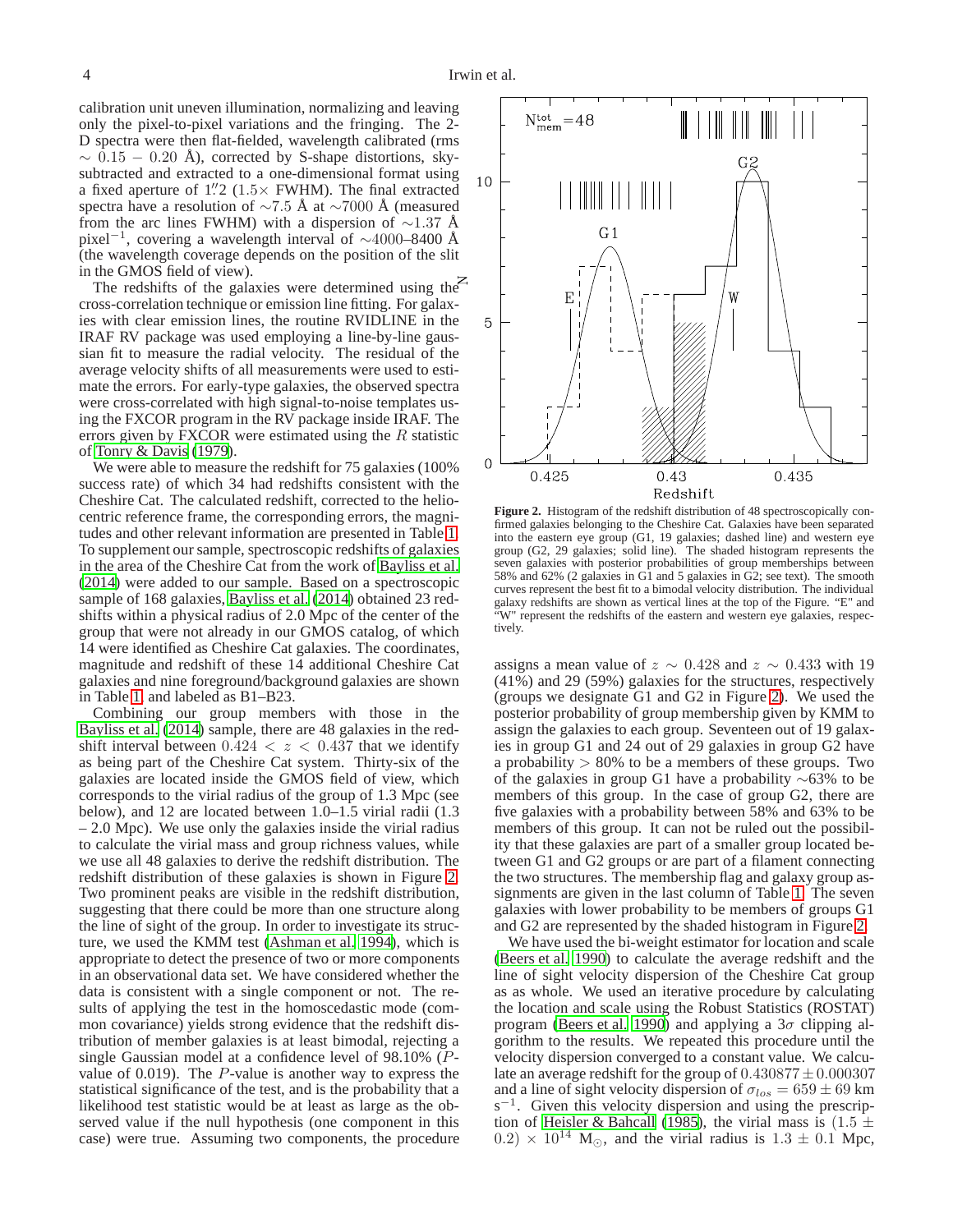calibration unit uneven illumination, normalizing and leaving only the pixel-to-pixel variations and the fringing. The 2-D spectra were then flat-fielded, wavelength calibrated (rms $\sim 0.15 - 0.20$ Å), corrected by S-shape distortions, sky-subtracted and extracted to a one-dimensional format using a fixed aperture of $1''.2$ ($1.5\times$ FWHM). The final extracted spectra have a resolution of $\sim 7.5$ Å at $\sim 7000$ Å (measured from the arc lines FWHM) with a dispersion of $\sim 1.37$ Å pixel$^{-1}$, covering a wavelength interval of $\sim 4000$–8400 Å (the wavelength coverage depends on the position of the slit in the GMOS field of view).

The redshifts of the galaxies were determined using the cross-correlation technique or emission line fitting. For galaxies with clear emission lines, the routine RVIDLINE in the IRAF RV package was used employing a line-by-line gaussian fit to measure the radial velocity. The residual of the average velocity shifts of all measurements were used to estimate the errors. For early-type galaxies, the observed spectra were cross-correlated with high signal-to-noise templates using the FXCOR program in the RV package inside IRAF. The errors given by FXCOR were estimated using the $R$ statistic of Tonry & Davis (1979).

We were able to measure the redshift for 75 galaxies (100% success rate) of which 34 had redshifts consistent with the Cheshire Cat. The calculated redshift, corrected to the heliocentric reference frame, the corresponding errors, the magnitudes and other relevant information are presented in Table 1. To supplement our sample, spectroscopic redshifts of galaxies in the area of the Cheshire Cat from the work of Bayliss et al. (2014) were added to our sample. Based on a spectroscopic sample of 168 galaxies, Bayliss et al. (2014) obtained 23 redshifts within a physical radius of 2.0 Mpc of the center of the group that were not already in our GMOS catalog, of which 14 were identified as Cheshire Cat galaxies. The coordinates, magnitude and redshift of these 14 additional Cheshire Cat galaxies and nine foreground/background galaxies are shown in Table 1, and labeled as B1–B23.

Combining our group members with those in the Bayliss et al. (2014) sample, there are 48 galaxies in the redshift interval between $0.424 < z < 0.437$ that we identify as being part of the Cheshire Cat system. Thirty-six of the galaxies are located inside the GMOS field of view, which corresponds to the virial radius of the group of 1.3 Mpc (see below), and 12 are located between 1.0–1.5 virial radii (1.3 – 2.0 Mpc). We use only the galaxies inside the virial radius to calculate the virial mass and group richness values, while we use all 48 galaxies to derive the redshift distribution. The redshift distribution of these galaxies is shown in Figure 2. Two prominent peaks are visible in the redshift distribution, suggesting that there could be more than one structure along the line of sight of the group. In order to investigate its structure, we used the KMM test (Ashman et al. 1994), which is appropriate to detect the presence of two or more components in an observational data set. We have considered whether the data is consistent with a single component or not. The results of applying the test in the homoscedastic mode (common covariance) yields strong evidence that the redshift distribution of member galaxies is at least bimodal, rejecting a single Gaussian model at a confidence level of 98.10% ($P$-value of 0.019). The $P$-value is another way to express the statistical significance of the test, and is the probability that a likelihood test statistic would be at least as large as the observed value if the null hypothesis (one component in this case) were true. Assuming two components, the procedure assigns a mean value of $z \sim 0.428$ and $z \sim 0.433$ with 19 (41%) and 29 (59%) galaxies for the structures, respectively (groups we designate G1 and G2 in Figure 2). We used the posterior probability of group membership given by KMM to assign the galaxies to each group. Seventeen out of 19 galaxies in group G1 and 24 out of 29 galaxies in group G2 have a probability $> 80\%$ to be a members of these groups. Two of the galaxies in group G1 have a probability $\sim$63% to be members of this group. In the case of group G2, there are five galaxies with a probability between 58% and 63% to be members of this group. It can not be ruled out the possibility that these galaxies are part of a smaller group located between G1 and G2 groups or are part of a filament connecting the two structures. The membership flag and galaxy group assignments are given in the last column of Table 1. The seven galaxies with lower probability to be members of groups G1 and G2 are represented by the shaded histogram in Figure 2.

**Figure 2.** Histogram of the redshift distribution of 48 spectroscopically confirmed galaxies belonging to the Cheshire Cat. Galaxies have been separated into the eastern eye group (G1, 19 galaxies; dashed line) and western eye group (G2, 29 galaxies; solid line). The shaded histogram represents the seven galaxies with posterior probabilities of group memberships between 58% and 62% (2 galaxies in G1 and 5 galaxies in G2; see text). The smooth curves represent the best fit to a bimodal velocity distribution. The individual galaxy redshifts are shown as vertical lines at the top of the Figure. "E" and "W" represent the redshifts of the eastern and western eye galaxies, respectively.

We have used the bi-weight estimator for location and scale (Beers et al. 1990) to calculate the average redshift and the line of sight velocity dispersion of the Cheshire Cat group as as whole. We used an iterative procedure by calculating the location and scale using the Robust Statistics (ROSTAT) program (Beers et al. 1990) and applying a $3\sigma$ clipping algorithm to the results. We repeated this procedure until the velocity dispersion converged to a constant value. We calculate an average redshift for the group of $0.430877 \pm 0.000307$ and a line of sight velocity dispersion of $\sigma_{los} = 659 \pm 69$ km s$^{-1}$. Given this velocity dispersion and using the prescription of Heisler & Bahcall (1985), the virial mass is $(1.5 \pm 0.2) \times 10^{14}$ M$_{\odot}$, and the virial radius is $1.3 \pm 0.1$ Mpc,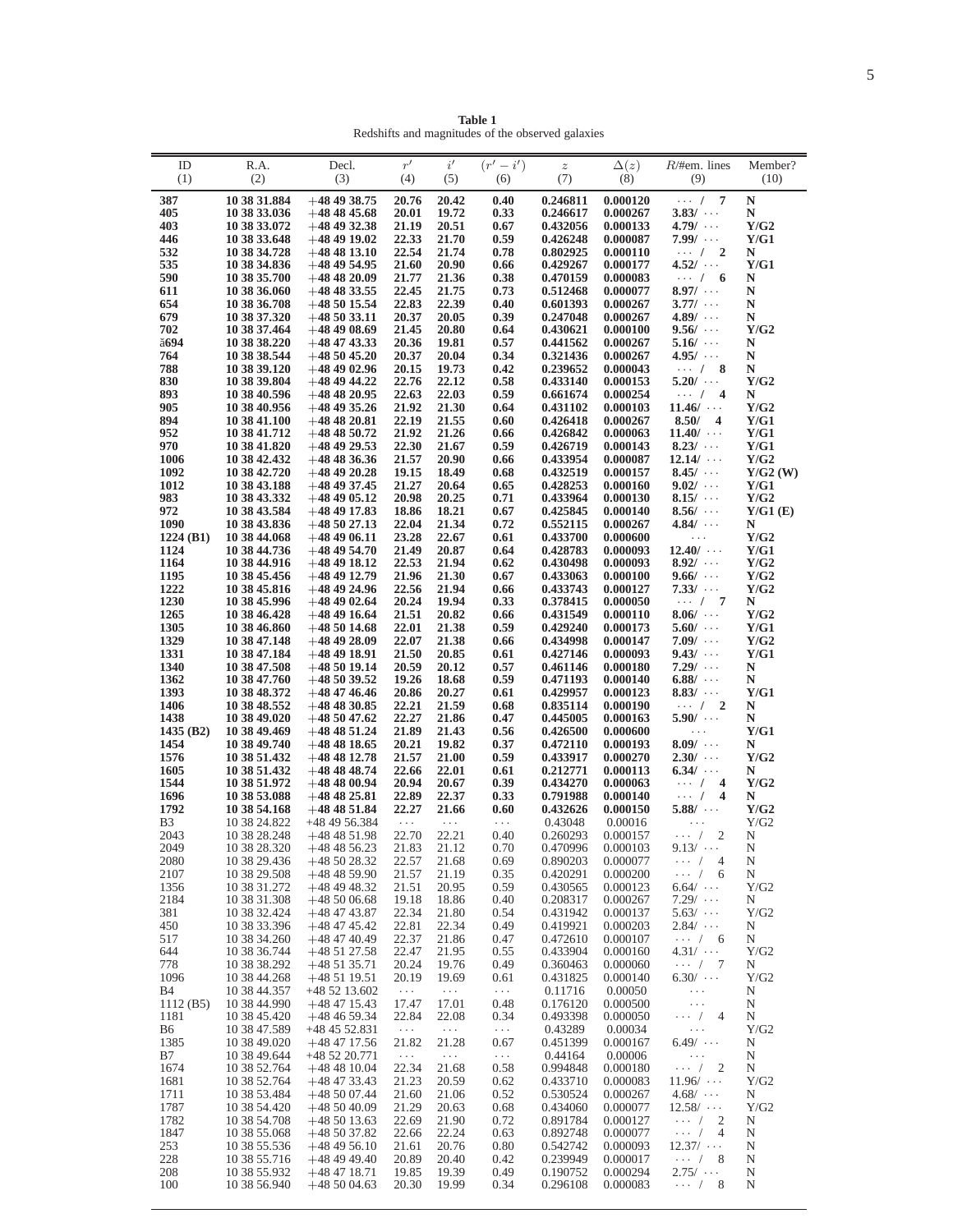**Table 1**
Redshifts and magnitudes of the observed galaxies

| ID | R.A. | Decl. | $r'$ | $i'$ | $(r'-i')$ | $z$ | $\Delta(z)$ | $R$/#em. lines | Member? |
|---|---|---|---|---|---|---|---|---|---|
| (1) | (2) | (3) | (4) | (5) | (6) | (7) | (8) | (9) | (10) |
| **387** | **10 38 31.884** | **+48 49 38.75** | **20.76** | **20.42** | **0.40** | **0.246811** | **0.000120** | **··· / 7** | **N** |
| **405** | **10 38 33.036** | **+48 48 45.68** | **20.01** | **19.72** | **0.33** | **0.246617** | **0.000267** | **3.83/ ···** | **N** |
| **403** | **10 38 33.072** | **+48 49 32.38** | **21.19** | **20.51** | **0.67** | **0.432056** | **0.000133** | **4.79/ ···** | **Y/G2** |
| **446** | **10 38 33.648** | **+48 49 19.02** | **22.33** | **21.70** | **0.59** | **0.426248** | **0.000087** | **7.99/ ···** | **Y/G1** |
| **532** | **10 38 34.728** | **+48 48 13.10** | **22.54** | **21.74** | **0.78** | **0.802925** | **0.000110** | **··· / 2** | **N** |
| **535** | **10 38 34.836** | **+48 49 54.95** | **21.60** | **20.90** | **0.66** | **0.429267** | **0.000177** | **4.52/ ···** | **Y/G1** |
| **590** | **10 38 35.700** | **+48 48 20.09** | **21.77** | **21.36** | **0.38** | **0.470159** | **0.000083** | **··· / 6** | **N** |
| **611** | **10 38 36.060** | **+48 48 33.55** | **22.45** | **21.75** | **0.73** | **0.512468** | **0.000077** | **8.97/ ···** | **N** |
| **654** | **10 38 36.708** | **+48 50 15.54** | **22.83** | **22.39** | **0.40** | **0.601393** | **0.000267** | **3.77/ ···** | **N** |
| **679** | **10 38 37.320** | **+48 50 33.11** | **20.37** | **20.05** | **0.39** | **0.247048** | **0.000267** | **4.89/ ···** | **N** |
| **702** | **10 38 37.464** | **+48 49 08.69** | **21.45** | **20.80** | **0.64** | **0.430621** | **0.000100** | **9.56/ ···** | **Y/G2** |
| **ă694** | **10 38 38.220** | **+48 47 43.33** | **20.36** | **19.81** | **0.57** | **0.441562** | **0.000267** | **5.16/ ···** | **N** |
| **764** | **10 38 38.544** | **+48 50 45.20** | **20.37** | **20.04** | **0.34** | **0.321436** | **0.000267** | **4.95/ ···** | **N** |
| **788** | **10 38 39.120** | **+48 49 02.96** | **20.15** | **19.73** | **0.42** | **0.239652** | **0.000043** | **··· / 8** | **N** |
| **830** | **10 38 39.804** | **+48 49 44.22** | **22.76** | **22.12** | **0.58** | **0.433140** | **0.000153** | **5.20/ ···** | **Y/G2** |
| **893** | **10 38 40.596** | **+48 48 20.95** | **22.63** | **22.03** | **0.59** | **0.661674** | **0.000254** | **··· / 4** | **N** |
| **905** | **10 38 40.956** | **+48 49 35.26** | **21.92** | **21.30** | **0.64** | **0.431102** | **0.000103** | **11.46/ ···** | **Y/G2** |
| **894** | **10 38 41.100** | **+48 48 20.81** | **22.19** | **21.55** | **0.60** | **0.426418** | **0.000267** | **8.50/ 4** | **Y/G1** |
| **952** | **10 38 41.712** | **+48 48 50.72** | **21.92** | **21.26** | **0.66** | **0.426842** | **0.000063** | **11.40/ ···** | **Y/G1** |
| **970** | **10 38 41.820** | **+48 49 29.53** | **22.30** | **21.67** | **0.59** | **0.426719** | **0.000143** | **8.23/ ···** | **Y/G1** |
| **1006** | **10 38 42.432** | **+48 48 36.36** | **21.57** | **20.90** | **0.66** | **0.433954** | **0.000087** | **12.14/ ···** | **Y/G2** |
| **1092** | **10 38 42.720** | **+48 49 20.28** | **19.15** | **18.49** | **0.68** | **0.432519** | **0.000157** | **8.45/ ···** | **Y/G2 (W)** |
| **1012** | **10 38 43.188** | **+48 49 37.45** | **21.27** | **20.64** | **0.65** | **0.428253** | **0.000160** | **9.02/ ···** | **Y/G1** |
| **983** | **10 38 43.332** | **+48 49 05.12** | **20.98** | **20.25** | **0.71** | **0.433964** | **0.000130** | **8.15/ ···** | **Y/G2** |
| **972** | **10 38 43.584** | **+48 49 17.83** | **18.86** | **18.21** | **0.67** | **0.425845** | **0.000140** | **8.56/ ···** | **Y/G1 (E)** |
| **1090** | **10 38 43.836** | **+48 50 27.13** | **22.04** | **21.34** | **0.72** | **0.552115** | **0.000267** | **4.84/ ···** | **N** |
| **1224 (B1)** | **10 38 44.068** | **+48 49 06.11** | **23.28** | **22.67** | **0.61** | **0.433700** | **0.000600** | **···** | **Y/G2** |
| **1124** | **10 38 44.736** | **+48 49 54.70** | **21.49** | **20.87** | **0.64** | **0.428783** | **0.000093** | **12.40/ ···** | **Y/G1** |
| **1164** | **10 38 44.916** | **+48 49 18.12** | **22.53** | **21.94** | **0.62** | **0.430498** | **0.000093** | **8.92/ ···** | **Y/G2** |
| **1195** | **10 38 45.456** | **+48 49 12.79** | **21.96** | **21.30** | **0.67** | **0.433063** | **0.000100** | **9.66/ ···** | **Y/G2** |
| **1222** | **10 38 45.816** | **+48 49 24.96** | **22.56** | **21.94** | **0.66** | **0.433743** | **0.000127** | **7.33/ ···** | **Y/G2** |
| **1230** | **10 38 45.996** | **+48 49 02.64** | **20.24** | **19.94** | **0.33** | **0.378415** | **0.000050** | **··· / 7** | **N** |
| **1265** | **10 38 46.428** | **+48 49 16.64** | **21.51** | **20.82** | **0.66** | **0.431549** | **0.000110** | **8.06/ ···** | **Y/G2** |
| **1305** | **10 38 46.860** | **+48 50 14.68** | **22.01** | **21.38** | **0.59** | **0.429240** | **0.000173** | **5.60/ ···** | **Y/G1** |
| **1329** | **10 38 47.148** | **+48 49 28.09** | **22.07** | **21.38** | **0.66** | **0.434998** | **0.000147** | **7.09/ ···** | **Y/G2** |
| **1331** | **10 38 47.184** | **+48 49 18.91** | **21.50** | **20.85** | **0.61** | **0.427146** | **0.000093** | **9.43/ ···** | **Y/G1** |
| **1340** | **10 38 47.508** | **+48 50 19.14** | **20.59** | **20.12** | **0.57** | **0.461146** | **0.000180** | **7.29/ ···** | **N** |
| **1362** | **10 38 47.760** | **+48 50 39.52** | **19.26** | **18.68** | **0.59** | **0.471193** | **0.000140** | **6.88/ ···** | **N** |
| **1393** | **10 38 48.372** | **+48 47 46.46** | **20.86** | **20.27** | **0.61** | **0.429957** | **0.000123** | **8.83/ ···** | **Y/G1** |
| **1406** | **10 38 48.552** | **+48 48 30.85** | **22.21** | **21.59** | **0.68** | **0.835114** | **0.000190** | **··· / 2** | **N** |
| **1438** | **10 38 49.020** | **+48 50 47.62** | **22.27** | **21.86** | **0.47** | **0.445005** | **0.000163** | **5.90/ ···** | **N** |
| **1435 (B2)** | **10 38 49.469** | **+48 48 51.24** | **21.89** | **21.43** | **0.56** | **0.426500** | **0.000600** | **···** | **Y/G1** |
| **1454** | **10 38 49.740** | **+48 48 18.65** | **20.21** | **19.82** | **0.37** | **0.472110** | **0.000193** | **8.09/ ···** | **N** |
| **1576** | **10 38 51.432** | **+48 48 12.78** | **21.57** | **21.00** | **0.59** | **0.433917** | **0.000270** | **2.30/ ···** | **Y/G2** |
| **1605** | **10 38 51.432** | **+48 48 48.74** | **22.66** | **22.01** | **0.61** | **0.212771** | **0.000113** | **6.34/ ···** | **N** |
| **1544** | **10 38 51.972** | **+48 48 00.94** | **20.94** | **20.67** | **0.39** | **0.434270** | **0.000063** | **··· / 4** | **Y/G2** |
| **1696** | **10 38 53.088** | **+48 48 25.81** | **22.89** | **22.37** | **0.33** | **0.791988** | **0.000140** | **··· / 4** | **N** |
| **1792** | **10 38 54.168** | **+48 48 51.84** | **22.27** | **21.66** | **0.60** | **0.432626** | **0.000150** | **5.88/ ···** | **Y/G2** |
| B3 | 10 38 24.822 | +48 49 56.384 | ··· | ··· | ··· | 0.43048 | 0.00016 | ··· | Y/G2 |
| 2043 | 10 38 28.248 | +48 48 51.98 | 22.70 | 22.21 | 0.40 | 0.260293 | 0.000157 | ··· / 2 | N |
| 2049 | 10 38 28.320 | +48 48 56.23 | 21.83 | 21.12 | 0.70 | 0.470996 | 0.000103 | 9.13/ ··· | N |
| 2080 | 10 38 29.436 | +48 50 28.32 | 22.57 | 21.68 | 0.69 | 0.890203 | 0.000077 | ··· / 4 | N |
| 2107 | 10 38 29.508 | +48 48 59.90 | 21.57 | 21.19 | 0.35 | 0.420291 | 0.000200 | ··· / 6 | N |
| 1356 | 10 38 31.272 | +48 49 48.32 | 21.51 | 20.95 | 0.59 | 0.430565 | 0.000123 | 6.64/ ··· | Y/G2 |
| 2184 | 10 38 31.308 | +48 50 06.68 | 19.18 | 18.86 | 0.40 | 0.208317 | 0.000267 | 7.29/ ··· | N |
| 381 | 10 38 32.424 | +48 47 43.87 | 22.34 | 21.80 | 0.54 | 0.431942 | 0.000137 | 5.63/ ··· | Y/G2 |
| 450 | 10 38 33.396 | +48 47 45.42 | 22.81 | 22.34 | 0.49 | 0.419921 | 0.000203 | 2.84/ ··· | N |
| 517 | 10 38 34.260 | +48 47 40.49 | 22.37 | 21.86 | 0.47 | 0.472610 | 0.000107 | ··· / 6 | N |
| 644 | 10 38 36.744 | +48 51 27.58 | 22.47 | 21.95 | 0.55 | 0.433904 | 0.000160 | 4.31/ ··· | Y/G2 |
| 778 | 10 38 38.292 | +48 51 35.71 | 20.24 | 19.76 | 0.49 | 0.360463 | 0.000060 | ··· / 7 | N |
| 1096 | 10 38 44.268 | +48 51 19.51 | 20.19 | 19.69 | 0.61 | 0.431825 | 0.000140 | 6.30/ ··· | Y/G2 |
| B4 | 10 38 44.357 | +48 52 13.602 | ··· | ··· | ··· | 0.11716 | 0.00050 | ··· | N |
| 1112 (B5) | 10 38 44.990 | +48 47 15.43 | 17.47 | 17.01 | 0.48 | 0.176120 | 0.000500 | ··· | N |
| 1181 | 10 38 45.420 | +48 46 59.34 | 22.84 | 22.08 | 0.34 | 0.493398 | 0.000050 | ··· / 4 | N |
| B6 | 10 38 47.589 | +48 45 52.831 | ··· | ··· | ··· | 0.43289 | 0.00034 | ··· | Y/G2 |
| 1385 | 10 38 49.020 | +48 47 17.56 | 21.82 | 21.28 | 0.67 | 0.451399 | 0.000167 | 6.49/ ··· | N |
| B7 | 10 38 49.644 | +48 52 20.771 | ··· | ··· | ··· | 0.44164 | 0.00006 | ··· | N |
| 1674 | 10 38 52.764 | +48 48 10.04 | 22.34 | 21.68 | 0.58 | 0.994848 | 0.000180 | ··· / 2 | N |
| 1681 | 10 38 52.764 | +48 47 33.43 | 21.23 | 20.59 | 0.62 | 0.433710 | 0.000083 | 11.96/ ··· | Y/G2 |
| 1711 | 10 38 53.484 | +48 50 07.44 | 21.60 | 21.06 | 0.52 | 0.530524 | 0.000267 | 4.68/ ··· | N |
| 1787 | 10 38 54.420 | +48 50 40.09 | 21.29 | 20.63 | 0.68 | 0.434060 | 0.000077 | 12.58/ ··· | Y/G2 |
| 1782 | 10 38 54.708 | +48 50 13.63 | 22.69 | 21.90 | 0.72 | 0.891784 | 0.000127 | ··· / 2 | N |
| 1847 | 10 38 55.068 | +48 50 37.82 | 22.66 | 22.24 | 0.63 | 0.892748 | 0.000077 | ··· / 4 | N |
| 253 | 10 38 55.536 | +48 49 56.10 | 21.61 | 20.76 | 0.80 | 0.542742 | 0.000093 | 12.37/ ··· | N |
| 228 | 10 38 55.716 | +48 49 49.40 | 20.89 | 20.40 | 0.42 | 0.239949 | 0.000017 | ··· / 8 | N |
| 208 | 10 38 55.932 | +48 47 18.71 | 19.85 | 19.39 | 0.49 | 0.190752 | 0.000294 | 2.75/ ··· | N |
| 100 | 10 38 56.940 | +48 50 04.63 | 20.30 | 19.99 | 0.34 | 0.296108 | 0.000083 | ··· / 8 | N |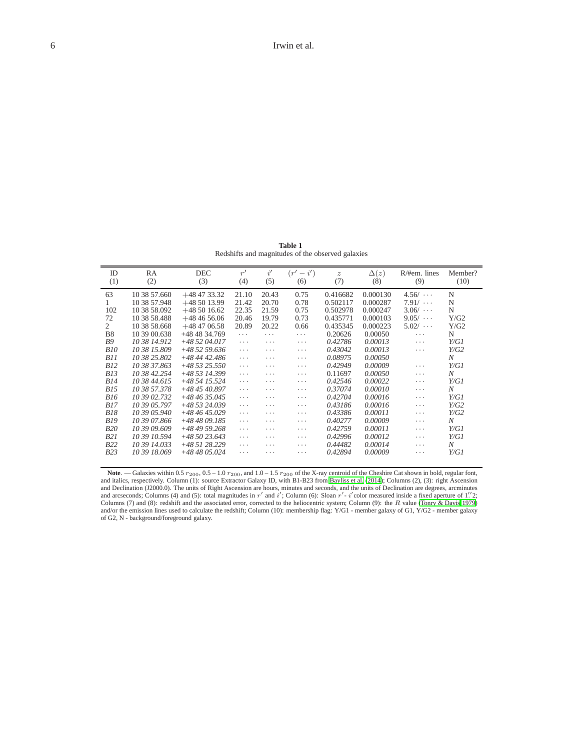**Table 1**
Redshifts and magnitudes of the observed galaxies

| ID (1) | RA (2) | DEC (3) | $r'$ (4) | $i'$ (5) | $(r' - i')$ (6) | $z$ (7) | $\Delta(z)$ (8) | R/#em. lines (9) | Member? (10) |
|---|---|---|---|---|---|---|---|---|---|
| 63 | 10 38 57.660 | +48 47 33.32 | 21.10 | 20.43 | 0.75 | 0.416682 | 0.000130 | 4.56/ ··· | N |
| 1 | 10 38 57.948 | +48 50 13.99 | 21.42 | 20.70 | 0.78 | 0.502117 | 0.000287 | 7.91/ ··· | N |
| 102 | 10 38 58.092 | +48 50 16.62 | 22.35 | 21.59 | 0.75 | 0.502978 | 0.000247 | 3.06/ ··· | N |
| 72 | 10 38 58.488 | +48 46 56.06 | 20.46 | 19.79 | 0.73 | 0.435771 | 0.000103 | 9.05/ ··· | Y/G2 |
| 2 | 10 38 58.668 | +48 47 06.58 | 20.89 | 20.22 | 0.66 | 0.435345 | 0.000223 | 5.02/ ··· | Y/G2 |
| B8 | 10 39 00.638 | +48 48 34.769 | ··· | ··· | ··· | 0.20626 | 0.00050 | ··· | N |
| *B9* | *10 38 14.912* | *+48 52 04.017* | ··· | ··· | ··· | *0.42786* | *0.00013* | ··· | *Y/G1* |
| *B10* | *10 38 15.809* | *+48 52 59.636* | ··· | ··· | ··· | *0.43042* | *0.00013* | ··· | *Y/G2* |
| *B11* | *10 38 25.802* | *+48 44 42.486* | ··· | ··· | ··· | *0.08975* | *0.00050* | | *N* |
| *B12* | *10 38 37.863* | *+48 53 25.550* | ··· | ··· | ··· | *0.42949* | *0.00009* | ··· | *Y/G1* |
| *B13* | *10 38 42.254* | *+48 53 14.399* | ··· | ··· | ··· | 0.11697 | *0.00050* | ··· | *N* |
| *B14* | *10 38 44.615* | *+48 54 15.524* | ··· | ··· | ··· | *0.42546* | *0.00022* | ··· | *Y/G1* |
| *B15* | *10 38 57.378* | *+48 45 40.897* | ··· | ··· | ··· | *0.37074* | *0.00010* | ··· | *N* |
| *B16* | *10 39 02.732* | *+48 46 35.045* | ··· | ··· | ··· | *0.42704* | *0.00016* | ··· | *Y/G1* |
| *B17* | *10 39 05.797* | *+48 53 24.039* | ··· | ··· | ··· | *0.43186* | *0.00016* | ··· | *Y/G2* |
| *B18* | *10 39 05.940* | *+48 46 45.029* | ··· | ··· | ··· | *0.43386* | *0.00011* | ··· | *Y/G2* |
| *B19* | *10 39 07.866* | *+48 48 09.185* | ··· | ··· | ··· | *0.40277* | *0.00009* | ··· | *N* |
| *B20* | *10 39 09.609* | *+48 49 59.268* | ··· | ··· | ··· | *0.42759* | *0.00011* | ··· | *Y/G1* |
| *B21* | *10 39 10.594* | *+48 50 23.643* | ··· | ··· | ··· | *0.42996* | *0.00012* | ··· | *Y/G1* |
| *B22* | *10 39 14.033* | *+48 51 28.229* | ··· | ··· | ··· | *0.44482* | *0.00014* | ··· | *N* |
| *B23* | *10 39 18.069* | *+48 48 05.024* | ··· | ··· | ··· | *0.42894* | *0.00009* | ··· | *Y/G1* |

**Note**. — Galaxies within 0.5 $r_{200}$, 0.5 – 1.0 $r_{200}$, and 1.0 – 1.5 $r_{200}$ of the X-ray centroid of the Cheshire Cat shown in bold, regular font, and italics, respectively. Column (1): source Extractor Galaxy ID, with B1-B23 from Bayliss et al. (2014); Columns (2), (3): right Ascension and Declination (J2000.0). The units of Right Ascension are hours, minutes and seconds, and the units of Declination are degrees, arcminutes and arcseconds; Columns (4) and (5): total magnitudes in $r'$ and $i'$; Column (6): Sloan $r'$ - $i'$ color measured inside a fixed aperture of $1.''2$; Columns (7) and (8): redshift and the associated error, corrected to the heliocentric system; Column (9): the $R$ value (Tonry & Davis 1979) and/or the emission lines used to calculate the redshift; Column (10): membership flag: Y/G1 - member galaxy of G1, Y/G2 - member galaxy of G2, N - background/foreground galaxy.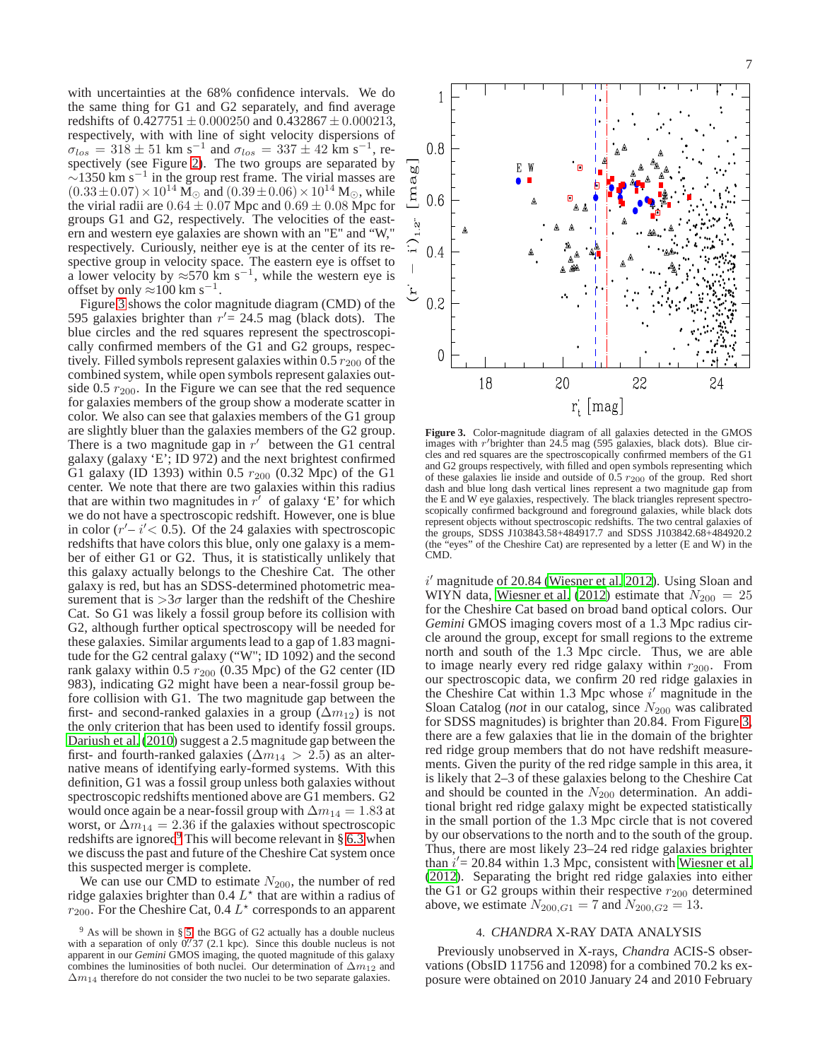with uncertainties at the 68% confidence intervals. We do the same thing for G1 and G2 separately, and find average redshifts of $0.427751 \pm 0.000250$ and $0.432867 \pm 0.000213$, respectively, with with line of sight velocity dispersions of $\sigma_{los} = 318 \pm 51$ km s$^{-1}$ and $\sigma_{los} = 337 \pm 42$ km s$^{-1}$, respectively (see Figure 2). The two groups are separated by $\sim$1350 km s$^{-1}$ in the group rest frame. The virial masses are $(0.33 \pm 0.07) \times 10^{14}$ M$_\odot$ and $(0.39 \pm 0.06) \times 10^{14}$ M$_\odot$, while the virial radii are $0.64 \pm 0.07$ Mpc and $0.69 \pm 0.08$ Mpc for groups G1 and G2, respectively. The velocities of the eastern and western eye galaxies are shown with an "E" and "W," respectively. Curiously, neither eye is at the center of its respective group in velocity space. The eastern eye is offset to a lower velocity by $\approx$570 km s$^{-1}$, while the western eye is offset by only $\approx$100 km s$^{-1}$.

Figure 3 shows the color magnitude diagram (CMD) of the 595 galaxies brighter than $r'$= 24.5 mag (black dots). The blue circles and the red squares represent the spectroscopically confirmed members of the G1 and G2 groups, respectively. Filled symbols represent galaxies within 0.5 $r_{200}$ of the combined system, while open symbols represent galaxies outside 0.5 $r_{200}$. In the Figure we can see that the red sequence for galaxies members of the group show a moderate scatter in color. We also can see that galaxies members of the G1 group are slightly bluer than the galaxies members of the G2 group. There is a two magnitude gap in $r'$ between the G1 central galaxy (galaxy 'E'; ID 972) and the next brightest confirmed G1 galaxy (ID 1393) within 0.5 $r_{200}$ (0.32 Mpc) of the G1 center. We note that there are two galaxies within this radius that are within two magnitudes in $r'$ of galaxy 'E' for which we do not have a spectroscopic redshift. However, one is blue in color ($r'$– $i'$< 0.5). Of the 24 galaxies with spectroscopic redshifts that have colors this blue, only one galaxy is a member of either G1 or G2. Thus, it is statistically unlikely that this galaxy actually belongs to the Cheshire Cat. The other galaxy is red, but has an SDSS-determined photometric measurement that is $>$3$\sigma$ larger than the redshift of the Cheshire Cat. So G1 was likely a fossil group before its collision with G2, although further optical spectroscopy will be needed for these galaxies. Similar arguments lead to a gap of 1.83 magnitude for the G2 central galaxy ("W"; ID 1092) and the second rank galaxy within 0.5 $r_{200}$ (0.35 Mpc) of the G2 center (ID 983), indicating G2 might have been a near-fossil group before collision with G1. The two magnitude gap between the first- and second-ranked galaxies in a group ($\Delta m_{12}$) is not the only criterion that has been used to identify fossil groups. Dariush et al. (2010) suggest a 2.5 magnitude gap between the first- and fourth-ranked galaxies ($\Delta m_{14} > 2.5$) as an alternative means of identifying early-formed systems. With this definition, G1 was a fossil group unless both galaxies without spectroscopic redshifts mentioned above are G1 members. G2 would once again be a near-fossil group with $\Delta m_{14} = 1.83$ at worst, or $\Delta m_{14} = 2.36$ if the galaxies without spectroscopic redshifts are ignored[9] This will become relevant in § 6.3 when we discuss the past and future of the Cheshire Cat system once this suspected merger is complete.

We can use our CMD to estimate $N_{200}$, the number of red ridge galaxies brighter than 0.4 $L^\star$ that are within a radius of $r_{200}$. For the Cheshire Cat, 0.4 $L^\star$ corresponds to an apparent $i'$ magnitude of 20.84 (Wiesner et al. 2012). Using Sloan and WIYN data, Wiesner et al. (2012) estimate that $N_{200} = 25$ for the Cheshire Cat based on broad band optical colors. Our *Gemini* GMOS imaging covers most of a 1.3 Mpc radius circle around the group, except for small regions to the extreme north and south of the 1.3 Mpc circle. Thus, we are able to image nearly every red ridge galaxy within $r_{200}$. From our spectroscopic data, we confirm 20 red ridge galaxies in the Cheshire Cat within 1.3 Mpc whose $i'$ magnitude in the Sloan Catalog (*not* in our catalog, since $N_{200}$ was calibrated for SDSS magnitudes) is brighter than 20.84. From Figure 3, there are a few galaxies that lie in the domain of the brighter red ridge group members that do not have redshift measurements. Given the purity of the red ridge sample in this area, it is likely that 2–3 of these galaxies belong to the Cheshire Cat and should be counted in the $N_{200}$ determination. An additional bright red ridge galaxy might be expected statistically in the small portion of the 1.3 Mpc circle that is not covered by our observations to the north and to the south of the group. Thus, there are most likely 23–24 red ridge galaxies brighter than $i'$= 20.84 within 1.3 Mpc, consistent with Wiesner et al. (2012). Separating the bright red ridge galaxies into either the G1 or G2 groups within their respective $r_{200}$ determined above, we estimate $N_{200,G1} = 7$ and $N_{200,G2} = 13$.

**Figure 3.** Color-magnitude diagram of all galaxies detected in the GMOS images with $r'$brighter than 24.5 mag (595 galaxies, black dots). Blue circles and red squares are the spectroscopically confirmed members of the G1 and G2 groups respectively, with filled and open symbols representing which of these galaxies lie inside and outside of 0.5 $r_{200}$ of the group. Red short dash and blue long dash vertical lines represent a two magnitude gap from the E and W eye galaxies, respectively. The black triangles represent spectroscopically confirmed background and foreground galaxies, while black dots represent objects without spectroscopic redshifts. The two central galaxies of the groups, SDSS J103843.58+484917.7 and SDSS J103842.68+484920.2 (the "eyes" of the Cheshire Cat) are represented by a letter (E and W) in the CMD.

## 4. *CHANDRA* X-RAY DATA ANALYSIS

Previously unobserved in X-rays, *Chandra* ACIS-S observations (ObsID 11756 and 12098) for a combined 70.2 ks exposure were obtained on 2010 January 24 and 2010 February

[9] As will be shown in § 5, the BGG of G2 actually has a double nucleus with a separation of only 0.′′37 (2.1 kpc). Since this double nucleus is not apparent in our *Gemini* GMOS imaging, the quoted magnitude of this galaxy combines the luminosities of both nuclei. Our determination of $\Delta m_{12}$ and $\Delta m_{14}$ therefore do not consider the two nuclei to be two separate galaxies.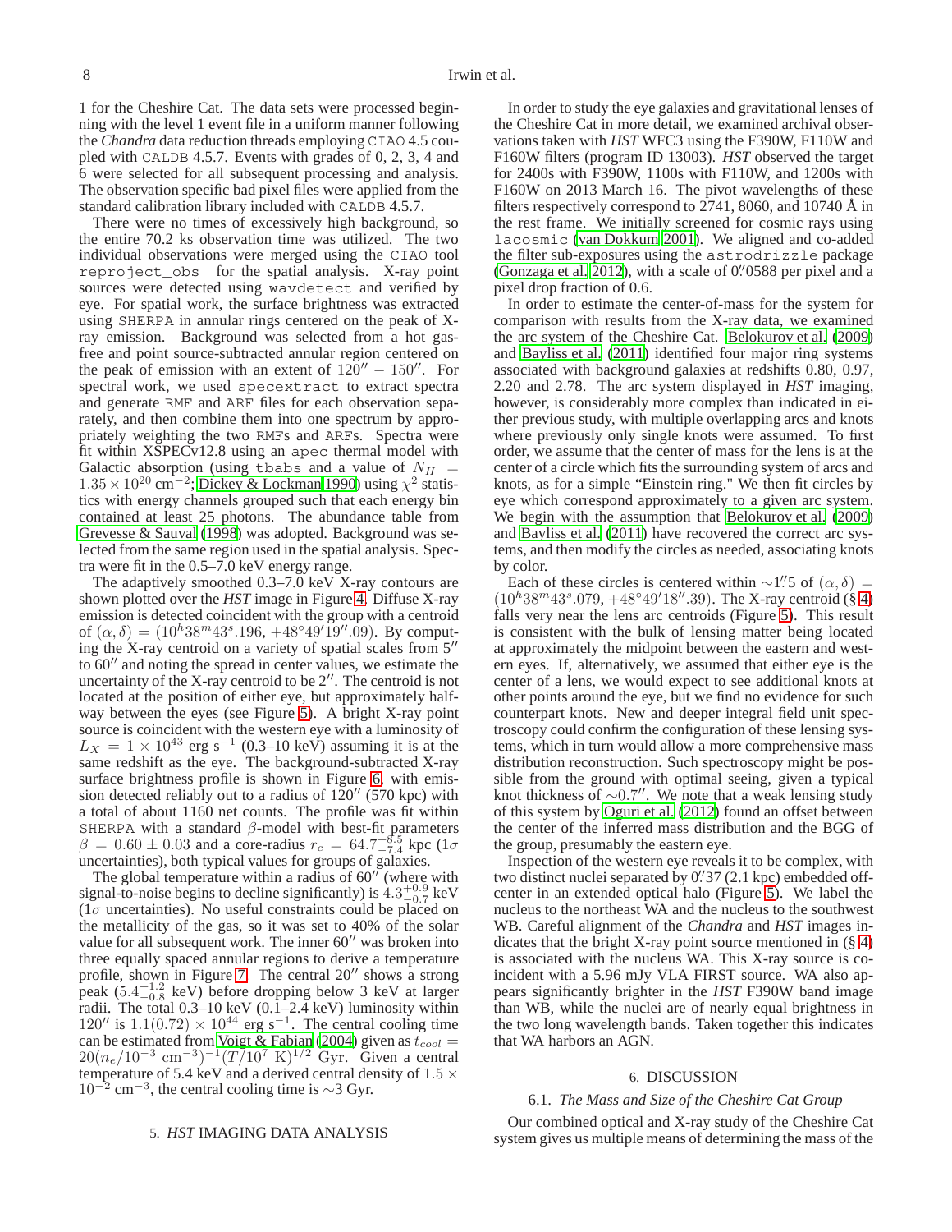1 for the Cheshire Cat. The data sets were processed beginning with the level 1 event file in a uniform manner following the *Chandra* data reduction threads employing CIAO 4.5 coupled with CALDB 4.5.7. Events with grades of 0, 2, 3, 4 and 6 were selected for all subsequent processing and analysis. The observation specific bad pixel files were applied from the standard calibration library included with CALDB 4.5.7.

There were no times of excessively high background, so the entire 70.2 ks observation time was utilized. The two individual observations were merged using the CIAO tool reproject_obs for the spatial analysis. X-ray point sources were detected using wavdetect and verified by eye. For spatial work, the surface brightness was extracted using SHERPA in annular rings centered on the peak of X-ray emission. Background was selected from a hot gas-free and point source-subtracted annular region centered on the peak of emission with an extent of $120'' - 150''$. For spectral work, we used specextract to extract spectra and generate RMF and ARF files for each observation separately, and then combine them into one spectrum by appropriately weighting the two RMFs and ARFs. Spectra were fit within XSPECv12.8 using an apec thermal model with Galactic absorption (using tbabs and a value of $N_H = 1.35 \times 10^{20}$ cm$^{-2}$; Dickey & Lockman 1990) using $\chi^2$ statistics with energy channels grouped such that each energy bin contained at least 25 photons. The abundance table from Grevesse & Sauval (1998) was adopted. Background was selected from the same region used in the spatial analysis. Spectra were fit in the 0.5–7.0 keV energy range.

The adaptively smoothed 0.3–7.0 keV X-ray contours are shown plotted over the *HST* image in Figure 4. Diffuse X-ray emission is detected coincident with the group with a centroid of $(\alpha, \delta) = (10^h38^m43^s.196, +48°49'19''.09)$. By computing the X-ray centroid on a variety of spatial scales from $5''$ to $60''$ and noting the spread in center values, we estimate the uncertainty of the X-ray centroid to be $2''$. The centroid is not located at the position of either eye, but approximately halfway between the eyes (see Figure 5). A bright X-ray point source is coincident with the western eye with a luminosity of $L_X = 1 \times 10^{43}$ erg s$^{-1}$ (0.3–10 keV) assuming it is at the same redshift as the eye. The background-subtracted X-ray surface brightness profile is shown in Figure 6, with emission detected reliably out to a radius of $120''$ (570 kpc) with a total of about 1160 net counts. The profile was fit within SHERPA with a standard $\beta$-model with best-fit parameters $\beta = 0.60 \pm 0.03$ and a core-radius $r_c = 64.7^{+8.5}_{-7.4}$ kpc (1$\sigma$ uncertainties), both typical values for groups of galaxies.

The global temperature within a radius of $60''$ (where with signal-to-noise begins to decline significantly) is $4.3^{+0.9}_{-0.7}$ keV (1$\sigma$ uncertainties). No useful constraints could be placed on the metallicity of the gas, so it was set to 40% of the solar value for all subsequent work. The inner $60''$ was broken into three equally spaced annular regions to derive a temperature profile, shown in Figure 7. The central $20''$ shows a strong peak ($5.4^{+1.2}_{-0.8}$ keV) before dropping below 3 keV at larger radii. The total 0.3–10 keV (0.1–2.4 keV) luminosity within $120''$ is $1.1(0.72) \times 10^{44}$ erg s$^{-1}$. The central cooling time can be estimated from Voigt & Fabian (2004) given as $t_{cool} = 20(n_e/10^{-3}\ \mathrm{cm}^{-3})^{-1}(T/10^7\ \mathrm{K})^{1/2}$ Gyr. Given a central temperature of 5.4 keV and a derived central density of $1.5 \times 10^{-2}$ cm$^{-3}$, the central cooling time is $\sim$3 Gyr.

## 5. *HST* IMAGING DATA ANALYSIS

In order to study the eye galaxies and gravitational lenses of the Cheshire Cat in more detail, we examined archival observations taken with *HST* WFC3 using the F390W, F110W and F160W filters (program ID 13003). *HST* observed the target for 2400s with F390W, 1100s with F110W, and 1200s with F160W on 2013 March 16. The pivot wavelengths of these filters respectively correspond to 2741, 8060, and 10740 Å in the rest frame. We initially screened for cosmic rays using lacosmic (van Dokkum 2001). We aligned and co-added the filter sub-exposures using the astrodrizzle package (Gonzaga et al. 2012), with a scale of $0''.0588$ per pixel and a pixel drop fraction of 0.6.

In order to estimate the center-of-mass for the system for comparison with results from the X-ray data, we examined the arc system of the Cheshire Cat. Belokurov et al. (2009) and Bayliss et al. (2011) identified four major ring systems associated with background galaxies at redshifts 0.80, 0.97, 2.20 and 2.78. The arc system displayed in *HST* imaging, however, is considerably more complex than indicated in either previous study, with multiple overlapping arcs and knots where previously only single knots were assumed. To first order, we assume that the center of mass for the lens is at the center of a circle which fits the surrounding system of arcs and knots, as for a simple "Einstein ring." We then fit circles by eye which correspond approximately to a given arc system. We begin with the assumption that Belokurov et al. (2009) and Bayliss et al. (2011) have recovered the correct arc systems, and then modify the circles as needed, associating knots by color.

Each of these circles is centered within $\sim 1''.5$ of $(\alpha, \delta) = (10^h38^m43^s.079, +48°49'18''.39)$. The X-ray centroid (§ 4) falls very near the lens arc centroids (Figure 5). This result is consistent with the bulk of lensing matter being located at approximately the midpoint between the eastern and western eyes. If, alternatively, we assumed that either eye is the center of a lens, we would expect to see additional knots at other points around the eye, but we find no evidence for such counterpart knots. New and deeper integral field unit spectroscopy could confirm the configuration of these lensing systems, which in turn would allow a more comprehensive mass distribution reconstruction. Such spectroscopy might be possible from the ground with optimal seeing, given a typical knot thickness of $\sim 0.7''$. We note that a weak lensing study of this system by Oguri et al. (2012) found an offset between the center of the inferred mass distribution and the BGG of the group, presumably the eastern eye.

Inspection of the western eye reveals it to be complex, with two distinct nuclei separated by $0''.37$ (2.1 kpc) embedded off-center in an extended optical halo (Figure 5). We label the nucleus to the northeast WA and the nucleus to the southwest WB. Careful alignment of the *Chandra* and *HST* images indicates that the bright X-ray point source mentioned in (§ 4) is associated with the nucleus WA. This X-ray source is coincident with a 5.96 mJy VLA FIRST source. WA also appears significantly brighter in the *HST* F390W band image than WB, while the nuclei are of nearly equal brightness in the two long wavelength bands. Taken together this indicates that WA harbors an AGN.

## 6. DISCUSSION

### 6.1. *The Mass and Size of the Cheshire Cat Group*

Our combined optical and X-ray study of the Cheshire Cat system gives us multiple means of determining the mass of the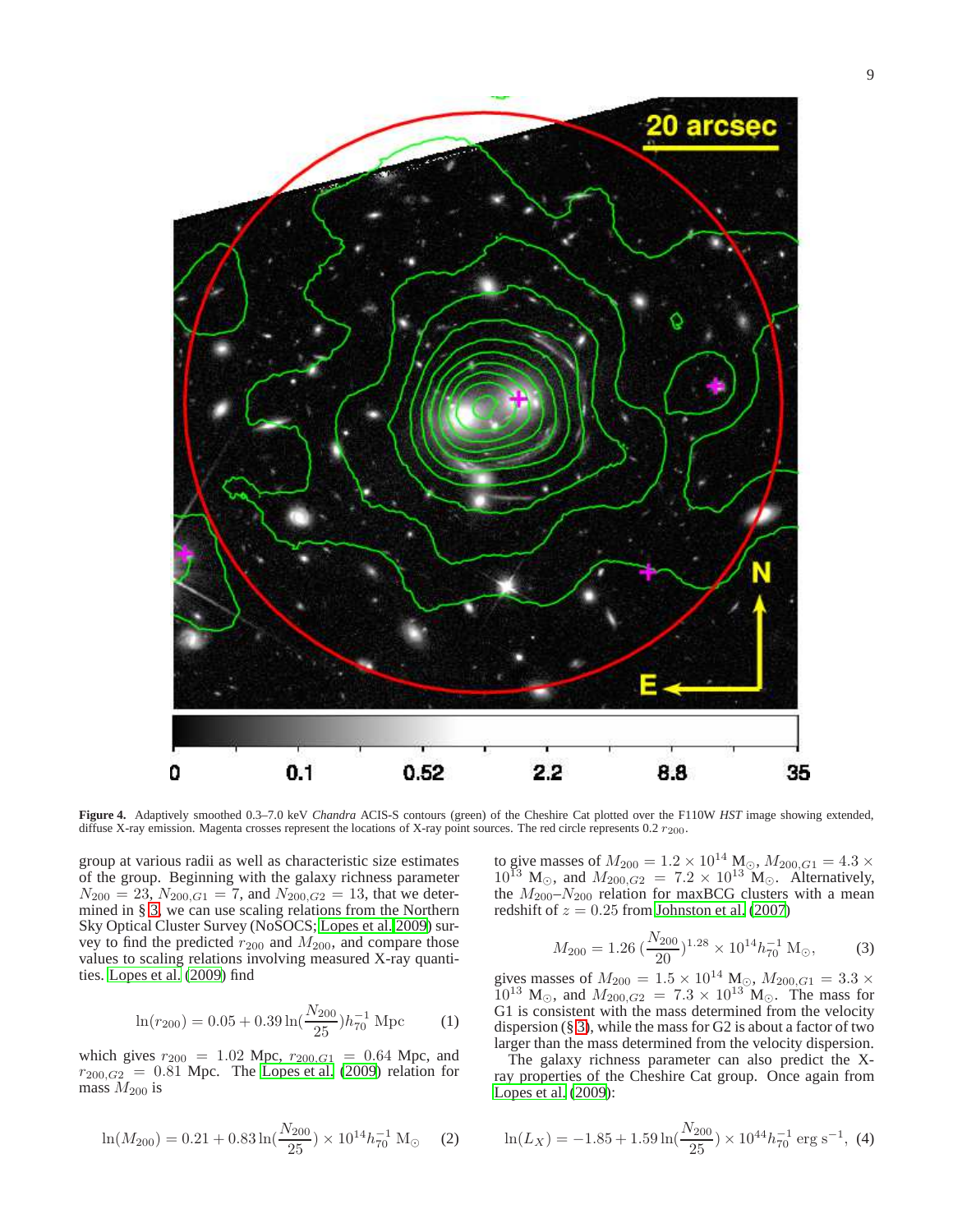**Figure 4.** Adaptively smoothed 0.3–7.0 keV *Chandra* ACIS-S contours (green) of the Cheshire Cat plotted over the F110W *HST* image showing extended, diffuse X-ray emission. Magenta crosses represent the locations of X-ray point sources. The red circle represents 0.2 $r_{200}$.

group at various radii as well as characteristic size estimates of the group. Beginning with the galaxy richness parameter $N_{200} = 23$, $N_{200,G1} = 7$, and $N_{200,G2} = 13$, that we determined in § 3, we can use scaling relations from the Northern Sky Optical Cluster Survey (NoSOCS; Lopes et al. 2009) survey to find the predicted $r_{200}$ and $M_{200}$, and compare those values to scaling relations involving measured X-ray quantities. Lopes et al. (2009) find

$$\ln(r_{200}) = 0.05 + 0.39\ln(\frac{N_{200}}{25})h_{70}^{-1}\ \mathrm{Mpc} \qquad (1)$$

which gives $r_{200} = 1.02$ Mpc, $r_{200,G1} = 0.64$ Mpc, and $r_{200,G2} = 0.81$ Mpc. The Lopes et al. (2009) relation for mass $M_{200}$ is

$$\ln(M_{200}) = 0.21 + 0.83\ln(\frac{N_{200}}{25}) \times 10^{14}h_{70}^{-1}\ \mathrm{M}_{\odot} \qquad (2)$$

to give masses of $M_{200} = 1.2 \times 10^{14}$ M$_{\odot}$, $M_{200,G1} = 4.3 \times 10^{13}$ M$_{\odot}$, and $M_{200,G2} = 7.2 \times 10^{13}$ M$_{\odot}$. Alternatively, the $M_{200}$–$N_{200}$ relation for maxBCG clusters with a mean redshift of $z = 0.25$ from Johnston et al. (2007)

$$M_{200} = 1.26\,(\frac{N_{200}}{20})^{1.28} \times 10^{14}h_{70}^{-1}\ \mathrm{M}_{\odot}, \qquad (3)$$

gives masses of $M_{200} = 1.5 \times 10^{14}$ M$_{\odot}$, $M_{200,G1} = 3.3 \times 10^{13}$ M$_{\odot}$, and $M_{200,G2} = 7.3 \times 10^{13}$ M$_{\odot}$. The mass for G1 is consistent with the mass determined from the velocity dispersion (§ 3), while the mass for G2 is about a factor of two larger than the mass determined from the velocity dispersion.

The galaxy richness parameter can also predict the X-ray properties of the Cheshire Cat group. Once again from Lopes et al. (2009):

$$\ln(L_X) = -1.85 + 1.59\ln(\frac{N_{200}}{25}) \times 10^{44}h_{70}^{-1}\ \mathrm{erg\ s}^{-1}, \qquad (4)$$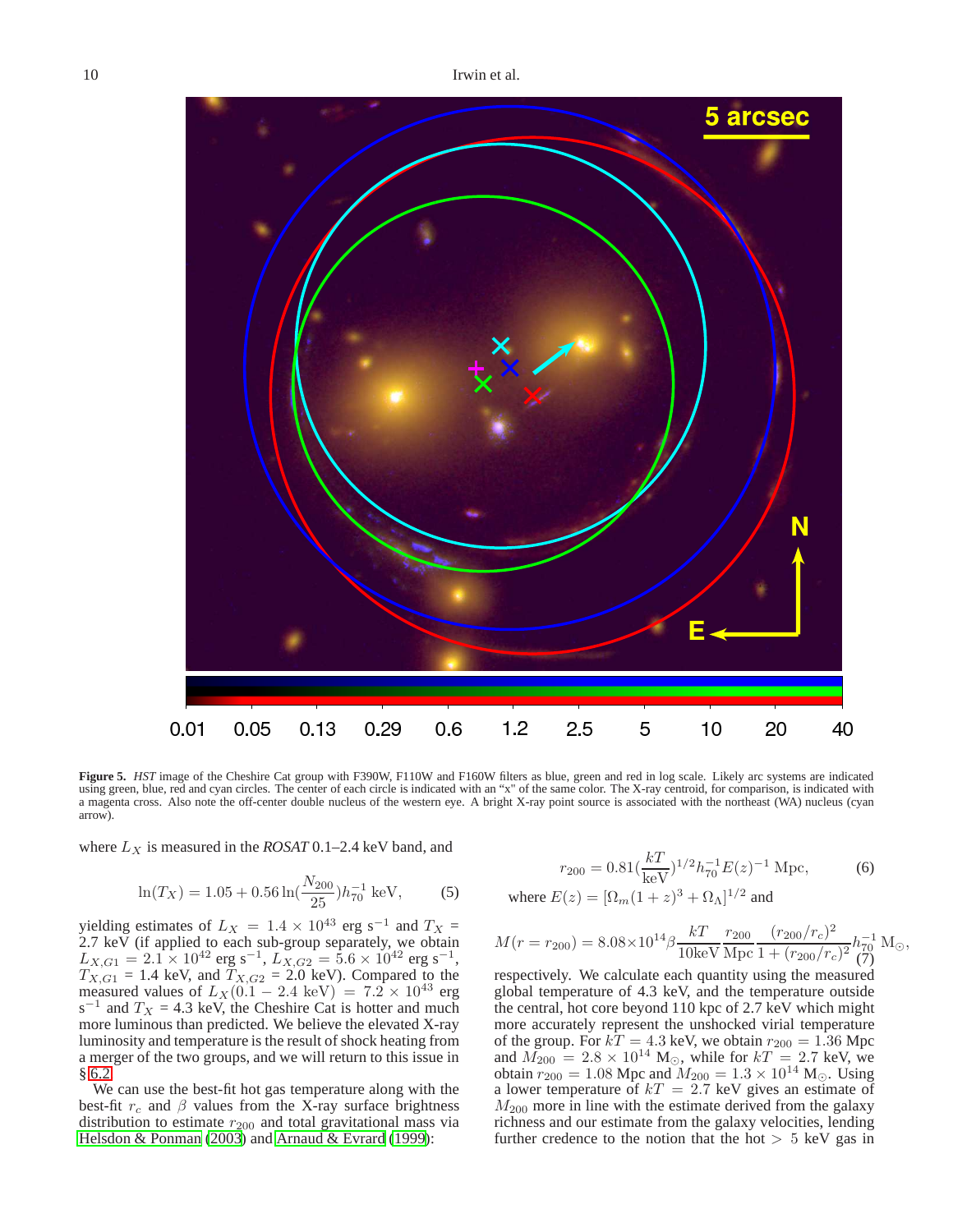**Figure 5.** *HST* image of the Cheshire Cat group with F390W, F110W and F160W filters as blue, green and red in log scale. Likely arc systems are indicated using green, blue, red and cyan circles. The center of each circle is indicated with an "x" of the same color. The X-ray centroid, for comparison, is indicated with a magenta cross. Also note the off-center double nucleus of the western eye. A bright X-ray point source is associated with the northeast (WA) nucleus (cyan arrow).

where $L_X$ is measured in the *ROSAT* 0.1–2.4 keV band, and

$$\ln(T_X) = 1.05 + 0.56 \ln(\frac{N_{200}}{25}) h_{70}^{-1} \text{ keV}, \tag{5}$$

yielding estimates of $L_X = 1.4 \times 10^{43}$ erg s$^{-1}$ and $T_X = 2.7$ keV (if applied to each sub-group separately, we obtain $L_{X,G1} = 2.1 \times 10^{42}$ erg s$^{-1}$, $L_{X,G2} = 5.6 \times 10^{42}$ erg s$^{-1}$, $T_{X,G1} = 1.4$ keV, and $T_{X,G2} = 2.0$ keV). Compared to the measured values of $L_X(0.1-2.4 \text{ keV}) = 7.2 \times 10^{43}$ erg s$^{-1}$ and $T_X = 4.3$ keV, the Cheshire Cat is hotter and much more luminous than predicted. We believe the elevated X-ray luminosity and temperature is the result of shock heating from a merger of the two groups, and we will return to this issue in § 6.2.

We can use the best-fit hot gas temperature along with the best-fit $r_c$ and $\beta$ values from the X-ray surface brightness distribution to estimate $r_{200}$ and total gravitational mass via Helsdon & Ponman (2003) and Arnaud & Evrard (1999):

$$r_{200} = 0.81 (\frac{kT}{\text{keV}})^{1/2} h_{70}^{-1} E(z)^{-1} \text{ Mpc}, \tag{6}$$

where $E(z) = [\Omega_m (1+z)^3 + \Omega_\Lambda]^{1/2}$ and

$$M(r = r_{200}) = 8.08 \times 10^{14} \beta \frac{kT}{10\text{keV}} \frac{r_{200}}{\text{Mpc}} \frac{(r_{200}/r_c)^2}{1 + (r_{200}/r_c)^2} h_{70}^{-1} \text{ M}_\odot, \tag{7}$$

respectively. We calculate each quantity using the measured global temperature of 4.3 keV, and the temperature outside the central, hot core beyond 110 kpc of 2.7 keV which might more accurately represent the unshocked virial temperature of the group. For $kT = 4.3$ keV, we obtain $r_{200} = 1.36$ Mpc and $M_{200} = 2.8 \times 10^{14}$ M$_\odot$, while for $kT = 2.7$ keV, we obtain $r_{200} = 1.08$ Mpc and $M_{200} = 1.3 \times 10^{14}$ M$_\odot$. Using a lower temperature of $kT = 2.7$ keV gives an estimate of $M_{200}$ more in line with the estimate derived from the galaxy richness and our estimate from the galaxy velocities, lending further credence to the notion that the hot $> 5$ keV gas in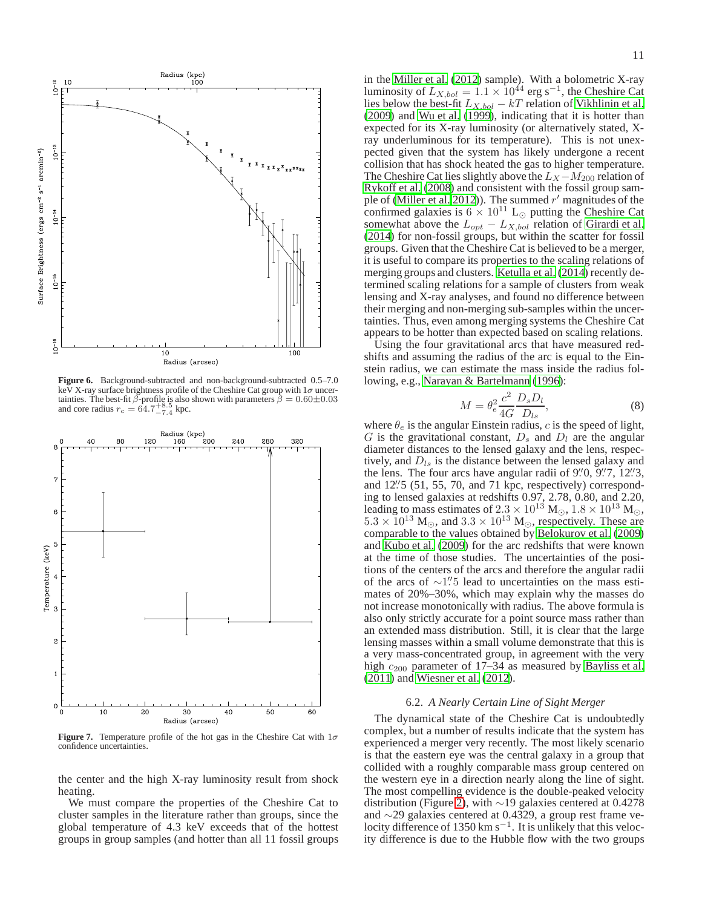**Figure 6.** Background-subtracted and non-background-subtracted 0.5–7.0 keV X-ray surface brightness profile of the Cheshire Cat group with $1\sigma$ uncertainties. The best-fit $\beta$-profile is also shown with parameters $\beta = 0.60 \pm 0.03$ and core radius $r_c = 64.7^{+8.5}_{-7.4}$ kpc.

**Figure 7.** Temperature profile of the hot gas in the Cheshire Cat with $1\sigma$ confidence uncertainties.

the center and the high X-ray luminosity result from shock heating.

We must compare the properties of the Cheshire Cat to cluster samples in the literature rather than groups, since the global temperature of 4.3 keV exceeds that of the hottest groups in group samples (and hotter than all 11 fossil groups in the Miller et al. (2012) sample). With a bolometric X-ray luminosity of $L_{X,bol} = 1.1 \times 10^{44}$ erg s$^{-1}$, the Cheshire Cat lies below the best-fit $L_{X,bol} - kT$ relation of Vikhlinin et al. (2009) and Wu et al. (1999), indicating that it is hotter than expected for its X-ray luminosity (or alternatively stated, X-ray underluminous for its temperature). This is not unexpected given that the system has likely undergone a recent collision that has shock heated the gas to higher temperature. The Cheshire Cat lies slightly above the $L_X - M_{200}$ relation of Rykoff et al. (2008) and consistent with the fossil group sample of (Miller et al. 2012)). The summed $r'$ magnitudes of the confirmed galaxies is $6 \times 10^{11}$ L$_\odot$ putting the Cheshire Cat somewhat above the $L_{opt} - L_{X,bol}$ relation of Girardi et al. (2014) for non-fossil groups, but within the scatter for fossil groups. Given that the Cheshire Cat is believed to be a merger, it is useful to compare its properties to the scaling relations of merging groups and clusters. Ketulla et al. (2014) recently determined scaling relations for a sample of clusters from weak lensing and X-ray analyses, and found no difference between their merging and non-merging sub-samples within the uncertainties. Thus, even among merging systems the Cheshire Cat appears to be hotter than expected based on scaling relations.

Using the four gravitational arcs that have measured redshifts and assuming the radius of the arc is equal to the Einstein radius, we can estimate the mass inside the radius following, e.g., Narayan & Bartelmann (1996):

$$M = \theta_e^2 \frac{c^2}{4G} \frac{D_s D_l}{D_{ls}}, \tag{8}$$

where $\theta_e$ is the angular Einstein radius, $c$ is the speed of light, $G$ is the gravitational constant, $D_s$ and $D_l$ are the angular diameter distances to the lensed galaxy and the lens, respectively, and $D_{ls}$ is the distance between the lensed galaxy and the lens. The four arcs have angular radii of $9''\!.0$, $9''\!.7$, $12''\!.3$, and $12''\!.5$ (51, 55, 70, and 71 kpc, respectively) corresponding to lensed galaxies at redshifts 0.97, 2.78, 0.80, and 2.20, leading to mass estimates of $2.3 \times 10^{13}$ M$_\odot$, $1.8 \times 10^{13}$ M$_\odot$, $5.3 \times 10^{13}$ M$_\odot$, and $3.3 \times 10^{13}$ M$_\odot$, respectively. These are comparable to the values obtained by Belokurov et al. (2009) and Kubo et al. (2009) for the arc redshifts that were known at the time of those studies. The uncertainties of the positions of the centers of the arcs and therefore the angular radii of the arcs of $\sim 1''\!.5$ lead to uncertainties on the mass estimates of 20%–30%, which may explain why the masses do not increase monotonically with radius. The above formula is also only strictly accurate for a point source mass rather than an extended mass distribution. Still, it is clear that the large lensing masses within a small volume demonstrate that this is a very mass-concentrated group, in agreement with the very high $c_{200}$ parameter of 17–34 as measured by Bayliss et al. (2011) and Wiesner et al. (2012).

### 6.2. *A Nearly Certain Line of Sight Merger*

The dynamical state of the Cheshire Cat is undoubtedly complex, but a number of results indicate that the system has experienced a merger very recently. The most likely scenario is that the eastern eye was the central galaxy in a group that collided with a roughly comparable mass group centered on the western eye in a direction nearly along the line of sight. The most compelling evidence is the double-peaked velocity distribution (Figure 2), with $\sim$19 galaxies centered at 0.4278 and $\sim$29 galaxies centered at 0.4329, a group rest frame velocity difference of 1350 km s$^{-1}$. It is unlikely that this velocity difference is due to the Hubble flow with the two groups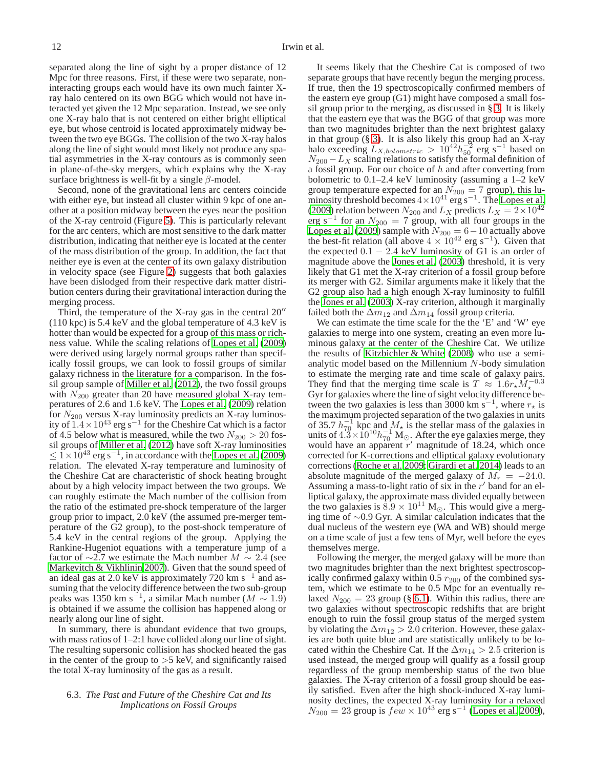separated along the line of sight by a proper distance of 12 Mpc for three reasons. First, if these were two separate, non-interacting groups each would have its own much fainter X-ray halo centered on its own BGG which would not have interacted yet given the 12 Mpc separation. Instead, we see only one X-ray halo that is not centered on either bright elliptical eye, but whose centroid is located approximately midway between the two eye BGGs. The collision of the two X-ray halos along the line of sight would most likely not produce any spatial asymmetries in the X-ray contours as is commonly seen in plane-of-the-sky mergers, which explains why the X-ray surface brightness is well-fit by a single $\beta$-model.

Second, none of the gravitational lens arc centers coincide with either eye, but instead all cluster within 9 kpc of one another at a position midway between the eyes near the position of the X-ray centroid (Figure 5). This is particularly relevant for the arc centers, which are most sensitive to the dark matter distribution, indicating that neither eye is located at the center of the mass distribution of the group. In addition, the fact that neither eye is even at the center of its own galaxy distribution in velocity space (see Figure 2) suggests that both galaxies have been dislodged from their respective dark matter distribution centers during their gravitational interaction during the merging process.

Third, the temperature of the X-ray gas in the central $20''$ (110 kpc) is 5.4 keV and the global temperature of 4.3 keV is hotter than would be expected for a group of this mass or richness value. While the scaling relations of Lopes et al. (2009) were derived using largely normal groups rather than specifically fossil groups, we can look to fossil groups of similar galaxy richness in the literature for a comparison. In the fossil group sample of Miller et al. (2012), the two fossil groups with $N_{200}$ greater than 20 have measured global X-ray temperatures of 2.6 and 1.6 keV. The Lopes et al. (2009) relation for $N_{200}$ versus X-ray luminosity predicts an X-ray luminosity of $1.4\times10^{43}$ erg s$^{-1}$ for the Cheshire Cat which is a factor of 4.5 below what is measured, while the two $N_{200} > 20$ fossil groups of Miller et al. (2012) have soft X-ray luminosities $\leq 1\times10^{43}$ erg s$^{-1}$, in accordance with the Lopes et al. (2009) relation. The elevated X-ray temperature and luminosity of the Cheshire Cat are characteristic of shock heating brought about by a high velocity impact between the two groups. We can roughly estimate the Mach number of the collision from the ratio of the estimated pre-shock temperature of the larger group prior to impact, 2.0 keV (the assumed pre-merger temperature of the G2 group), to the post-shock temperature of 5.4 keV in the central regions of the group. Applying the Rankine-Hugeniot equations with a temperature jump of a factor of $\sim$2.7 we estimate the Mach number $M \sim 2.4$ (see Markevitch & Vikhlinin 2007). Given that the sound speed of an ideal gas at 2.0 keV is approximately 720 km s$^{-1}$ and assuming that the velocity difference between the two sub-group peaks was 1350 km s$^{-1}$, a similar Mach number ($M \sim 1.9$) is obtained if we assume the collision has happened along or nearly along our line of sight.

In summary, there is abundant evidence that two groups, with mass ratios of 1–2:1 have collided along our line of sight. The resulting supersonic collision has shocked heated the gas in the center of the group to $>$5 keV, and significantly raised the total X-ray luminosity of the gas as a result.

### 6.3. *The Past and Future of the Cheshire Cat and Its Implications on Fossil Groups*

It seems likely that the Cheshire Cat is composed of two separate groups that have recently begun the merging process. If true, then the 19 spectroscopically confirmed members of the eastern eye group (G1) might have composed a small fossil group prior to the merging, as discussed in § 3. It is likely that the eastern eye that was the BGG of that group was more than two magnitudes brighter than the next brightest galaxy in that group (§ 3). It is also likely this group had an X-ray halo exceeding $L_{X,bolometric} > 10^{42}h_{50}^{-2}$ erg s$^{-1}$ based on $N_{200}-L_X$ scaling relations to satisfy the formal definition of a fossil group. For our choice of $h$ and after converting from bolometric to 0.1–2.4 keV luminosity (assuming a 1–2 keV group temperature expected for an $N_{200} = 7$ group), this luminosity threshold becomes $4\times10^{41}$ erg s$^{-1}$. The Lopes et al. (2009) relation between $N_{200}$ and $L_X$ predicts $L_X = 2\times10^{42}$ erg s$^{-1}$ for an $N_{200} = 7$ group, with all four groups in the Lopes et al. (2009) sample with $N_{200} = 6-10$ actually above the best-fit relation (all above $4\times10^{42}$ erg s$^{-1}$). Given that the expected $0.1-2.4$ keV luminosity of G1 is an order of magnitude above the Jones et al. (2003) threshold, it is very likely that G1 met the X-ray criterion of a fossil group before its merger with G2. Similar arguments make it likely that the G2 group also had a high enough X-ray luminosity to fulfill the Jones et al. (2003) X-ray criterion, although it marginally failed both the $\Delta m_{12}$ and $\Delta m_{14}$ fossil group criteria.

We can estimate the time scale for the the 'E' and 'W' eye galaxies to merge into one system, creating an even more luminous galaxy at the center of the Cheshire Cat. We utilize the results of Kitzbichler & White (2008) who use a semi-analytic model based on the Millennium $N$-body simulation to estimate the merging rate and time scale of galaxy pairs. They find that the merging time scale is $T \approx 1.6r_\star M_\star^{-0.3}$ Gyr for galaxies where the line of sight velocity difference between the two galaxies is less than 3000 km s$^{-1}$, where $r_\star$ is the maximum projected separation of the two galaxies in units of 35.7 $h_{70}^{-1}$ kpc and $M_\star$ is the stellar mass of the galaxies in units of $4.3\times10^{10}h_{70}^{-1}$ M$_\odot$. After the eye galaxies merge, they would have an apparent $r'$ magnitude of 18.24, which once corrected for K-corrections and elliptical galaxy evolutionary corrections (Roche et al. 2009; Girardi et al. 2014) leads to an absolute magnitude of the merged galaxy of $M_r = -24.0$. Assuming a mass-to-light ratio of six in the $r'$ band for an elliptical galaxy, the approximate mass divided equally between the two galaxies is $8.9\times10^{11}$ M$_\odot$. This would give a merging time of $\sim$0.9 Gyr. A similar calculation indicates that the dual nucleus of the western eye (WA and WB) should merge on a time scale of just a few tens of Myr, well before the eyes themselves merge.

Following the merger, the merged galaxy will be more than two magnitudes brighter than the next brightest spectroscopically confirmed galaxy within 0.5 $r_{200}$ of the combined system, which we estimate to be 0.5 Mpc for an eventually relaxed $N_{200} = 23$ group (§ 6.1). Within this radius, there are two galaxies without spectroscopic redshifts that are bright enough to ruin the fossil group status of the merged system by violating the $\Delta m_{12} > 2.0$ criterion. However, these galaxies are both quite blue and are statistically unlikely to be located within the Cheshire Cat. If the $\Delta m_{14} > 2.5$ criterion is used instead, the merged group will qualify as a fossil group regardless of the group membership status of the two blue galaxies. The X-ray criterion of a fossil group should be easily satisfied. Even after the high shock-induced X-ray luminosity declines, the expected X-ray luminosity for a relaxed $N_{200} = 23$ group is $few \times 10^{43}$ erg s$^{-1}$ (Lopes et al. 2009),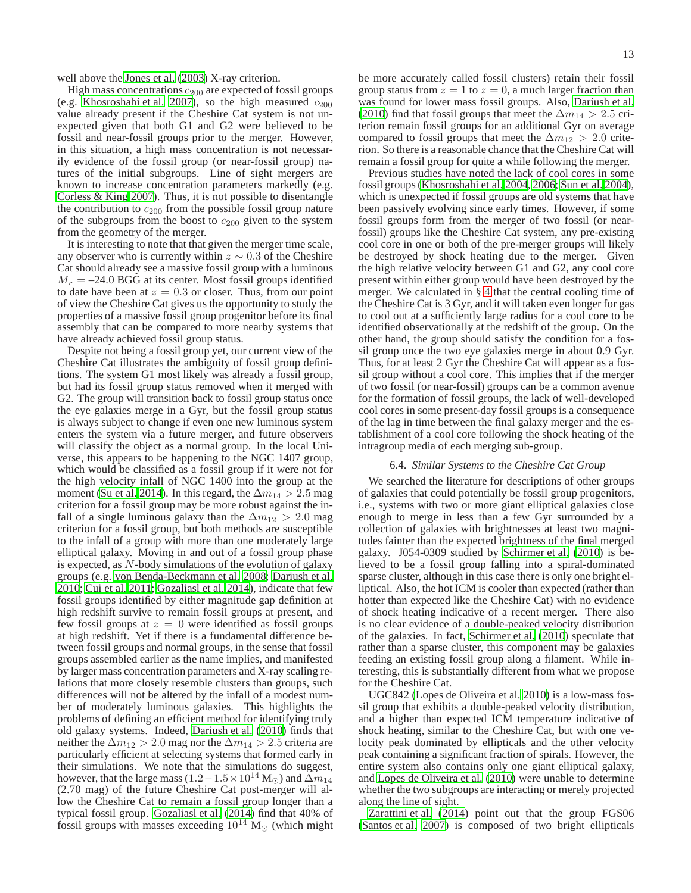well above the Jones et al. (2003) X-ray criterion.

High mass concentrations $c_{200}$ are expected of fossil groups (e.g. Khosroshahi et al. 2007), so the high measured $c_{200}$ value already present if the Cheshire Cat system is not unexpected given that both G1 and G2 were believed to be fossil and near-fossil groups prior to the merger. However, in this situation, a high mass concentration is not necessarily evidence of the fossil group (or near-fossil group) natures of the initial subgroups. Line of sight mergers are known to increase concentration parameters markedly (e.g. Corless & King 2007). Thus, it is not possible to disentangle the contribution to $c_{200}$ from the possible fossil group nature of the subgroups from the boost to $c_{200}$ given to the system from the geometry of the merger.

It is interesting to note that that given the merger time scale, any observer who is currently within $z \sim 0.3$ of the Cheshire Cat should already see a massive fossil group with a luminous $M_r = –24.0$ BGG at its center. Most fossil groups identified to date have been at $z = 0.3$ or closer. Thus, from our point of view the Cheshire Cat gives us the opportunity to study the properties of a massive fossil group progenitor before its final assembly that can be compared to more nearby systems that have already achieved fossil group status.

Despite not being a fossil group yet, our current view of the Cheshire Cat illustrates the ambiguity of fossil group definitions. The system G1 most likely was already a fossil group, but had its fossil group status removed when it merged with G2. The group will transition back to fossil group status once the eye galaxies merge in a Gyr, but the fossil group status is always subject to change if even one new luminous system enters the system via a future merger, and future observers will classify the object as a normal group. In the local Universe, this appears to be happening to the NGC 1407 group, which would be classified as a fossil group if it were not for the high velocity infall of NGC 1400 into the group at the moment (Su et al. 2014). In this regard, the $\Delta m_{14} > 2.5$ mag criterion for a fossil group may be more robust against the infall of a single luminous galaxy than the $\Delta m_{12} > 2.0$ mag criterion for a fossil group, but both methods are susceptible to the infall of a group with more than one moderately large elliptical galaxy. Moving in and out of a fossil group phase is expected, as $N$-body simulations of the evolution of galaxy groups (e.g. von Benda-Beckmann et al. 2008; Dariush et al. 2010; Cui et al. 2011; Gozaliasl et al. 2014), indicate that few fossil groups identified by either magnitude gap definition at high redshift survive to remain fossil groups at present, and few fossil groups at $z = 0$ were identified as fossil groups at high redshift. Yet if there is a fundamental difference between fossil groups and normal groups, in the sense that fossil groups assembled earlier as the name implies, and manifested by larger mass concentration parameters and X-ray scaling relations that more closely resemble clusters than groups, such differences will not be altered by the infall of a modest number of moderately luminous galaxies. This highlights the problems of defining an efficient method for identifying truly old galaxy systems. Indeed, Dariush et al. (2010) finds that neither the $\Delta m_{12} > 2.0$ mag nor the $\Delta m_{14} > 2.5$ criteria are particularly efficient at selecting systems that formed early in their simulations. We note that the simulations do suggest, however, that the large mass ($1.2 - 1.5 \times 10^{14}$ M$_\odot$) and $\Delta m_{14}$ (2.70 mag) of the future Cheshire Cat post-merger will allow the Cheshire Cat to remain a fossil group longer than a typical fossil group. Gozaliasl et al. (2014) find that 40% of fossil groups with masses exceeding $10^{14}$ M$_\odot$ (which might be more accurately called fossil clusters) retain their fossil group status from $z = 1$ to $z = 0$, a much larger fraction than was found for lower mass fossil groups. Also, Dariush et al. (2010) find that fossil groups that meet the $\Delta m_{14} > 2.5$ criterion remain fossil groups for an additional Gyr on average compared to fossil groups that meet the $\Delta m_{12} > 2.0$ criterion. So there is a reasonable chance that the Cheshire Cat will remain a fossil group for quite a while following the merger.

Previous studies have noted the lack of cool cores in some fossil groups (Khosroshahi et al. 2004, 2006; Sun et al. 2004), which is unexpected if fossil groups are old systems that have been passively evolving since early times. However, if some fossil groups form from the merger of two fossil (or near-fossil) groups like the Cheshire Cat system, any pre-existing cool core in one or both of the pre-merger groups will likely be destroyed by shock heating due to the merger. Given the high relative velocity between G1 and G2, any cool core present within either group would have been destroyed by the merger. We calculated in § 4 that the central cooling time of the Cheshire Cat is 3 Gyr, and it will taken even longer for gas to cool out at a sufficiently large radius for a cool core to be identified observationally at the redshift of the group. On the other hand, the group should satisfy the condition for a fossil group once the two eye galaxies merge in about 0.9 Gyr. Thus, for at least 2 Gyr the Cheshire Cat will appear as a fossil group without a cool core. This implies that if the merger of two fossil (or near-fossil) groups can be a common avenue for the formation of fossil groups, the lack of well-developed cool cores in some present-day fossil groups is a consequence of the lag in time between the final galaxy merger and the establishment of a cool core following the shock heating of the intragroup media of each merging sub-group.

### 6.4. *Similar Systems to the Cheshire Cat Group*

We searched the literature for descriptions of other groups of galaxies that could potentially be fossil group progenitors, i.e., systems with two or more giant elliptical galaxies close enough to merge in less than a few Gyr surrounded by a collection of galaxies with brightnesses at least two magnitudes fainter than the expected brightness of the final merged galaxy. J054-0309 studied by Schirmer et al. (2010) is believed to be a fossil group falling into a spiral-dominated sparse cluster, although in this case there is only one bright elliptical. Also, the hot ICM is cooler than expected (rather than hotter than expected like the Cheshire Cat) with no evidence of shock heating indicative of a recent merger. There also is no clear evidence of a double-peaked velocity distribution of the galaxies. In fact, Schirmer et al. (2010) speculate that rather than a sparse cluster, this component may be galaxies feeding an existing fossil group along a filament. While interesting, this is substantially different from what we propose for the Cheshire Cat.

UGC842 (Lopes de Oliveira et al. 2010) is a low-mass fossil group that exhibits a double-peaked velocity distribution, and a higher than expected ICM temperature indicative of shock heating, similar to the Cheshire Cat, but with one velocity peak dominated by ellipticals and the other velocity peak containing a significant fraction of spirals. However, the entire system also contains only one giant elliptical galaxy, and Lopes de Oliveira et al. (2010) were unable to determine whether the two subgroups are interacting or merely projected along the line of sight.

Zarattini et al. (2014) point out that the group FGS06 (Santos et al. 2007) is composed of two bright ellipticals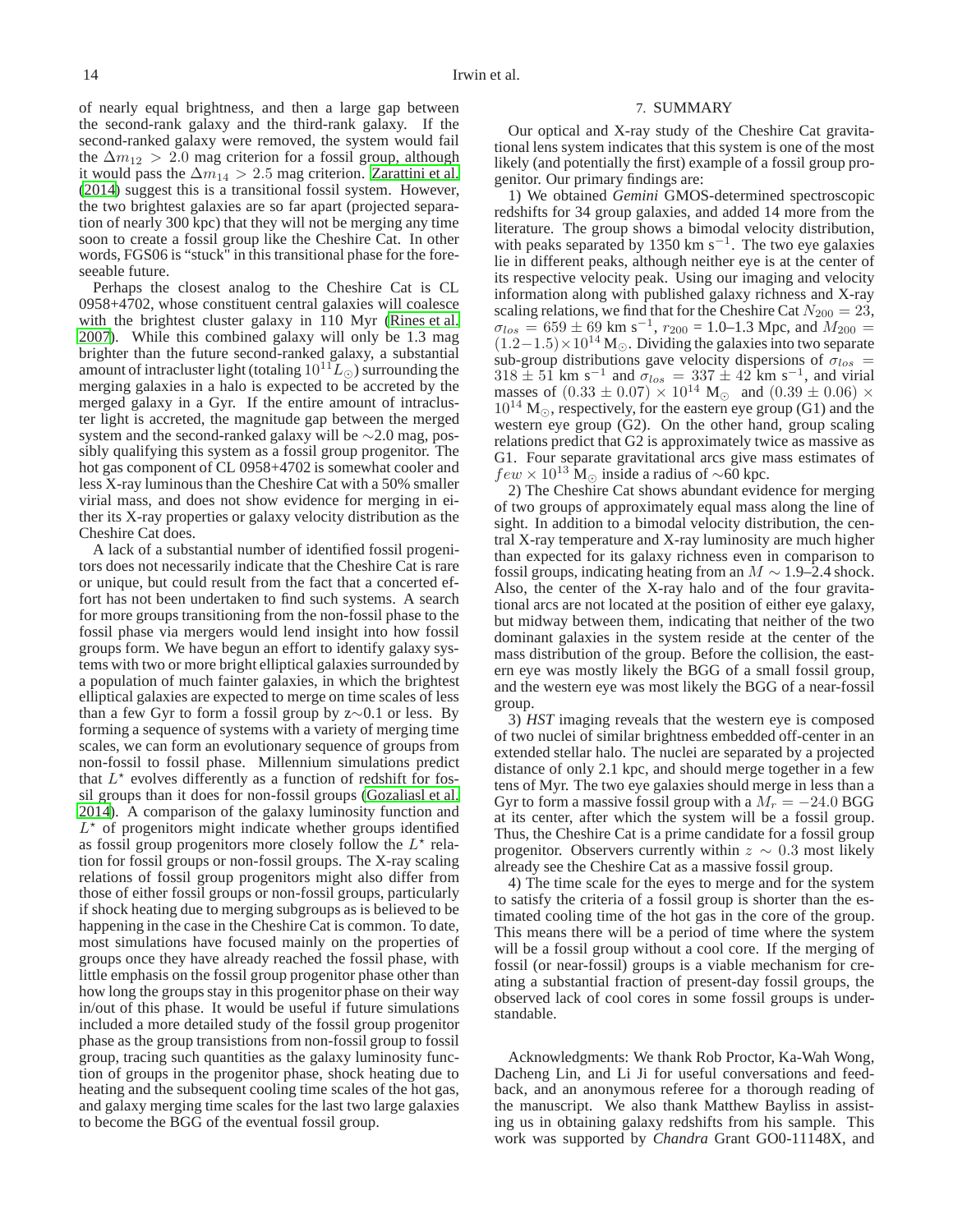of nearly equal brightness, and then a large gap between the second-rank galaxy and the third-rank galaxy. If the second-ranked galaxy were removed, the system would fail the $\Delta m_{12} > 2.0$ mag criterion for a fossil group, although it would pass the $\Delta m_{14} > 2.5$ mag criterion. Zarattini et al. (2014) suggest this is a transitional fossil system. However, the two brightest galaxies are so far apart (projected separation of nearly 300 kpc) that they will not be merging any time soon to create a fossil group like the Cheshire Cat. In other words, FGS06 is "stuck" in this transitional phase for the foreseeable future.

Perhaps the closest analog to the Cheshire Cat is CL 0958+4702, whose constituent central galaxies will coalesce with the brightest cluster galaxy in 110 Myr (Rines et al. 2007). While this combined galaxy will only be 1.3 mag brighter than the future second-ranked galaxy, a substantial amount of intracluster light (totaling $10^{11} L_{\odot}$) surrounding the merging galaxies in a halo is expected to be accreted by the merged galaxy in a Gyr. If the entire amount of intracluster light is accreted, the magnitude gap between the merged system and the second-ranked galaxy will be $\sim$2.0 mag, possibly qualifying this system as a fossil group progenitor. The hot gas component of CL 0958+4702 is somewhat cooler and less X-ray luminous than the Cheshire Cat with a 50% smaller virial mass, and does not show evidence for merging in either its X-ray properties or galaxy velocity distribution as the Cheshire Cat does.

A lack of a substantial number of identified fossil progenitors does not necessarily indicate that the Cheshire Cat is rare or unique, but could result from the fact that a concerted effort has not been undertaken to find such systems. A search for more groups transitioning from the non-fossil phase to the fossil phase via mergers would lend insight into how fossil groups form. We have begun an effort to identify galaxy systems with two or more bright elliptical galaxies surrounded by a population of much fainter galaxies, in which the brightest elliptical galaxies are expected to merge on time scales of less than a few Gyr to form a fossil group by z$\sim$0.1 or less. By forming a sequence of systems with a variety of merging time scales, we can form an evolutionary sequence of groups from non-fossil to fossil phase. Millennium simulations predict that $L^{\star}$ evolves differently as a function of redshift for fossil groups than it does for non-fossil groups (Gozaliasl et al. 2014). A comparison of the galaxy luminosity function and $L^{\star}$ of progenitors might indicate whether groups identified as fossil group progenitors more closely follow the $L^{\star}$ relation for fossil groups or non-fossil groups. The X-ray scaling relations of fossil group progenitors might also differ from those of either fossil groups or non-fossil groups, particularly if shock heating due to merging subgroups as is believed to be happening in the case in the Cheshire Cat is common. To date, most simulations have focused mainly on the properties of groups once they have already reached the fossil phase, with little emphasis on the fossil group progenitor phase other than how long the groups stay in this progenitor phase on their way in/out of this phase. It would be useful if future simulations included a more detailed study of the fossil group progenitor phase as the group transitions from non-fossil group to fossil group, tracing such quantities as the galaxy luminosity function of groups in the progenitor phase, shock heating due to heating and the subsequent cooling time scales of the hot gas, and galaxy merging time scales for the last two large galaxies to become the BGG of the eventual fossil group.

## 7. SUMMARY

Our optical and X-ray study of the Cheshire Cat gravitational lens system indicates that this system is one of the most likely (and potentially the first) example of a fossil group progenitor. Our primary findings are:

1) We obtained *Gemini* GMOS-determined spectroscopic redshifts for 34 group galaxies, and added 14 more from the literature. The group shows a bimodal velocity distribution, with peaks separated by 1350 km s$^{-1}$. The two eye galaxies lie in different peaks, although neither eye is at the center of its respective velocity peak. Using our imaging and velocity information along with published galaxy richness and X-ray scaling relations, we find that for the Cheshire Cat $N_{200} = 23$, $\sigma_{los} = 659 \pm 69$ km s$^{-1}$, $r_{200}$ = 1.0–1.3 Mpc, and $M_{200} = (1.2-1.5) \times 10^{14}$ M$_{\odot}$. Dividing the galaxies into two separate sub-group distributions gave velocity dispersions of $\sigma_{los} = 318 \pm 51$ km s$^{-1}$ and $\sigma_{los} = 337 \pm 42$ km s$^{-1}$, and virial masses of $(0.33 \pm 0.07) \times 10^{14}$ M$_{\odot}$ and $(0.39 \pm 0.06) \times 10^{14}$ M$_{\odot}$, respectively, for the eastern eye group (G1) and the western eye group (G2). On the other hand, group scaling relations predict that G2 is approximately twice as massive as G1. Four separate gravitational arcs give mass estimates of $few \times 10^{13}$ M$_{\odot}$ inside a radius of $\sim$60 kpc.

2) The Cheshire Cat shows abundant evidence for merging of two groups of approximately equal mass along the line of sight. In addition to a bimodal velocity distribution, the central X-ray temperature and X-ray luminosity are much higher than expected for its galaxy richness even in comparison to fossil groups, indicating heating from an $M \sim 1.9$–2.4 shock. Also, the center of the X-ray halo and of the four gravitational arcs are not located at the position of either eye galaxy, but midway between them, indicating that neither of the two dominant galaxies in the system reside at the center of the mass distribution of the group. Before the collision, the eastern eye was mostly likely the BGG of a small fossil group, and the western eye was most likely the BGG of a near-fossil group.

3) *HST* imaging reveals that the western eye is composed of two nuclei of similar brightness embedded off-center in an extended stellar halo. The nuclei are separated by a projected distance of only 2.1 kpc, and should merge together in a few tens of Myr. The two eye galaxies should merge in less than a Gyr to form a massive fossil group with a $M_r = -24.0$ BGG at its center, after which the system will be a fossil group. Thus, the Cheshire Cat is a prime candidate for a fossil group progenitor. Observers currently within $z \sim 0.3$ most likely already see the Cheshire Cat as a massive fossil group.

4) The time scale for the eyes to merge and for the system to satisfy the criteria of a fossil group is shorter than the estimated cooling time of the hot gas in the core of the group. This means there will be a period of time where the system will be a fossil group without a cool core. If the merging of fossil (or near-fossil) groups is a viable mechanism for creating a substantial fraction of present-day fossil groups, the observed lack of cool cores in some fossil groups is understandable.

Acknowledgments: We thank Rob Proctor, Ka-Wah Wong, Dacheng Lin, and Li Ji for useful conversations and feedback, and an anonymous referee for a thorough reading of the manuscript. We also thank Matthew Bayliss in assisting us in obtaining galaxy redshifts from his sample. This work was supported by *Chandra* Grant GO0-11148X, and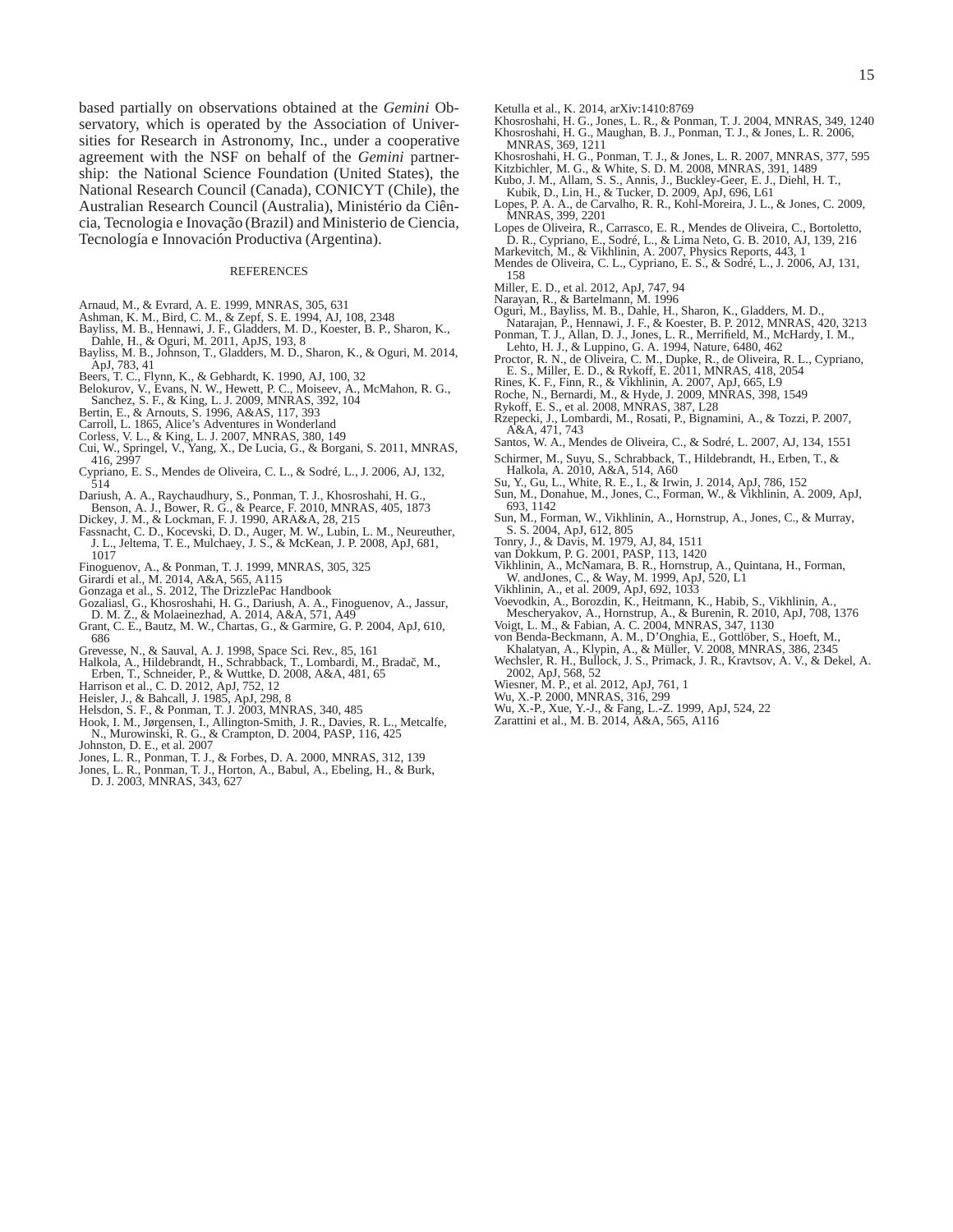based partially on observations obtained at the *Gemini* Observatory, which is operated by the Association of Universities for Research in Astronomy, Inc., under a cooperative agreement with the NSF on behalf of the *Gemini* partnership: the National Science Foundation (United States), the National Research Council (Canada), CONICYT (Chile), the Australian Research Council (Australia), Ministério da Ciência, Tecnologia e Inovação (Brazil) and Ministerio de Ciencia, Tecnología e Innovación Productiva (Argentina).

## REFERENCES

Arnaud, M., & Evrard, A. E. 1999, MNRAS, 305, 631
Ashman, K. M., Bird, C. M., & Zepf, S. E. 1994, AJ, 108, 2348
Bayliss, M. B., Hennawi, J. F., Gladders, M. D., Koester, B. P., Sharon, K., Dahle, H., & Oguri, M. 2011, ApJS, 193, 8
Bayliss, M. B., Johnson, T., Gladders, M. D., Sharon, K., & Oguri, M. 2014, ApJ, 783, 41
Beers, T. C., Flynn, K., & Gebhardt, K. 1990, AJ, 100, 32
Belokurov, V., Evans, N. W., Hewett, P. C., Moiseev, A., McMahon, R. G., Sanchez, S. F., & King, L. J. 2009, MNRAS, 392, 104
Bertin, E., & Arnouts, S. 1996, A&AS, 117, 393
Carroll, L. 1865, Alice's Adventures in Wonderland
Corless, V. L., & King, L. J. 2007, MNRAS, 380, 149
Cui, W., Springel, V., Yang, X., De Lucia, G., & Borgani, S. 2011, MNRAS, 416, 2997
Cypriano, E. S., Mendes de Oliveira, C. L., & Sodré, L., J. 2006, AJ, 132, 514
Dariush, A. A., Raychaudhury, S., Ponman, T. J., Khosroshahi, H. G., Benson, A. J., Bower, R. G., & Pearce, F. 2010, MNRAS, 405, 1873
Dickey, J. M., & Lockman, F. J. 1990, ARA&A, 28, 215
Fassnacht, C. D., Kocevski, D. D., Auger, M. W., Lubin, L. M., Neureuther, J. L., Jeltema, T. E., Mulchaey, J. S., & McKean, J. P. 2008, ApJ, 681, 1017
Finoguenov, A., & Ponman, T. J. 1999, MNRAS, 305, 325
Girardi et al., M. 2014, A&A, 565, A115
Gonzaga et al., S. 2012, The DrizzlePac Handbook
Gozaliasl, G., Khosroshahi, H. G., Dariush, A. A., Finoguenov, A., Jassur, D. M. Z., & Molaeinezhad, A. 2014, A&A, 571, A49
Grant, C. E., Bautz, M. W., Chartas, G., & Garmire, G. P. 2004, ApJ, 610, 686
Grevesse, N., & Sauval, A. J. 1998, Space Sci. Rev., 85, 161
Halkola, A., Hildebrandt, H., Schrabback, T., Lombardi, M., Bradač, M., Erben, T., Schneider, P., & Wuttke, D. 2008, A&A, 481, 65
Harrison et al., C. D. 2012, ApJ, 752, 12
Heisler, J., & Bahcall, J. 1985, ApJ, 298, 8
Helsdon, S. F., & Ponman, T. J. 2003, MNRAS, 340, 485
Hook, I. M., Jørgensen, I., Allington-Smith, J. R., Davies, R. L., Metcalfe, N., Murowinski, R. G., & Crampton, D. 2004, PASP, 116, 425
Johnston, D. E., et al. 2007
Jones, L. R., Ponman, T. J., & Forbes, D. A. 2000, MNRAS, 312, 139
Jones, L. R., Ponman, T. J., Horton, A., Babul, A., Ebeling, H., & Burk, D. J. 2003, MNRAS, 343, 627
Ketulla et al., K. 2014, arXiv:1410:8769
Khosroshahi, H. G., Jones, L. R., & Ponman, T. J. 2004, MNRAS, 349, 1240
Khosroshahi, H. G., Maughan, B. J., Ponman, T. J., & Jones, L. R. 2006, MNRAS, 369, 1211
Khosroshahi, H. G., Ponman, T. J., & Jones, L. R. 2007, MNRAS, 377, 595
Kitzbichler, M. G., & White, S. D. M. 2008, MNRAS, 391, 1489
Kubo, J. M., Allam, S. S., Annis, J., Buckley-Geer, E. J., Diehl, H. T., Kubik, D., Lin, H., & Tucker, D. 2009, ApJ, 696, L61
Lopes, P. A. A., de Carvalho, R. R., Kohl-Moreira, J. L., & Jones, C. 2009, MNRAS, 399, 2201
Lopes de Oliveira, R., Carrasco, E. R., Mendes de Oliveira, C., Bortoletto, D. R., Cypriano, E., Sodré, L., & Lima Neto, G. B. 2010, AJ, 139, 216
Markevitch, M., & Vikhlinin, A. 2007, Physics Reports, 443, 1
Mendes de Oliveira, C. L., Cypriano, E. S., & Sodré, L., J. 2006, AJ, 131, 158
Miller, E. D., et al. 2012, ApJ, 747, 94
Narayan, R., & Bartelmann, M. 1996
Oguri, M., Bayliss, M. B., Dahle, H., Sharon, K., Gladders, M. D., Natarajan, P., Hennawi, J. F., & Koester, B. P. 2012, MNRAS, 420, 3213
Ponman, T. J., Allan, D. J., Jones, L. R., Merrifield, M., McHardy, I. M., Lehto, H. J., & Luppino, G. A. 1994, Nature, 6480, 462
Proctor, R. N., de Oliveira, C. M., Dupke, R., de Oliveira, R. L., Cypriano, E. S., Miller, E. D., & Rykoff, E. 2011, MNRAS, 418, 2054
Rines, K. F., Finn, R., & Vikhlinin, A. 2007, ApJ, 665, L9
Roche, N., Bernardi, M., & Hyde, J. 2009, MNRAS, 398, 1549
Rykoff, E. S., et al. 2008, MNRAS, 387, L28
Rzepecki, J., Lombardi, M., Rosati, P., Bignamini, A., & Tozzi, P. 2007, A&A, 471, 743
Santos, W. A., Mendes de Oliveira, C., & Sodré, L. 2007, AJ, 134, 1551
Schirmer, M., Suyu, S., Schrabback, T., Hildebrandt, H., Erben, T., & Halkola, A. 2010, A&A, 514, A60
Su, Y., Gu, L., White, R. E., I., & Irwin, J. 2014, ApJ, 786, 152
Sun, M., Donahue, M., Jones, C., Forman, W., & Vikhlinin, A. 2009, ApJ, 693, 1142
Sun, M., Forman, W., Vikhlinin, A., Hornstrup, A., Jones, C., & Murray, S. S. 2004, ApJ, 612, 805
Tonry, J., & Davis, M. 1979, AJ, 84, 1511
van Dokkum, P. G. 2001, PASP, 113, 1420
Vikhlinin, A., McNamara, B. R., Hornstrup, A., Quintana, H., Forman, W. andJones, C., & Way, M. 1999, ApJ, 520, L1
Vikhlinin, A., et al. 2009, ApJ, 692, 1033
Voevodkin, A., Borozdin, K., Heitmann, K., Habib, S., Vikhlinin, A., Mescheryakov, A., Hornstrup, A., & Burenin, R. 2010, ApJ, 708, 1376
Voigt, L. M., & Fabian, A. C. 2004, MNRAS, 347, 1130
von Benda-Beckmann, A. M., D'Onghia, E., Gottlöber, S., Hoeft, M., Khalatyan, A., Klypin, A., & Müller, V. 2008, MNRAS, 386, 2345
Wechsler, R. H., Bullock, J. S., Primack, J. R., Kravtsov, A. V., & Dekel, A. 2002, ApJ, 568, 52
Wiesner, M. P., et al. 2012, ApJ, 761, 1
Wu, X.-P. 2000, MNRAS, 316, 299
Wu, X.-P., Xue, Y.-J., & Fang, L.-Z. 1999, ApJ, 524, 22
Zarattini et al., M. B. 2014, A&A, 565, A116